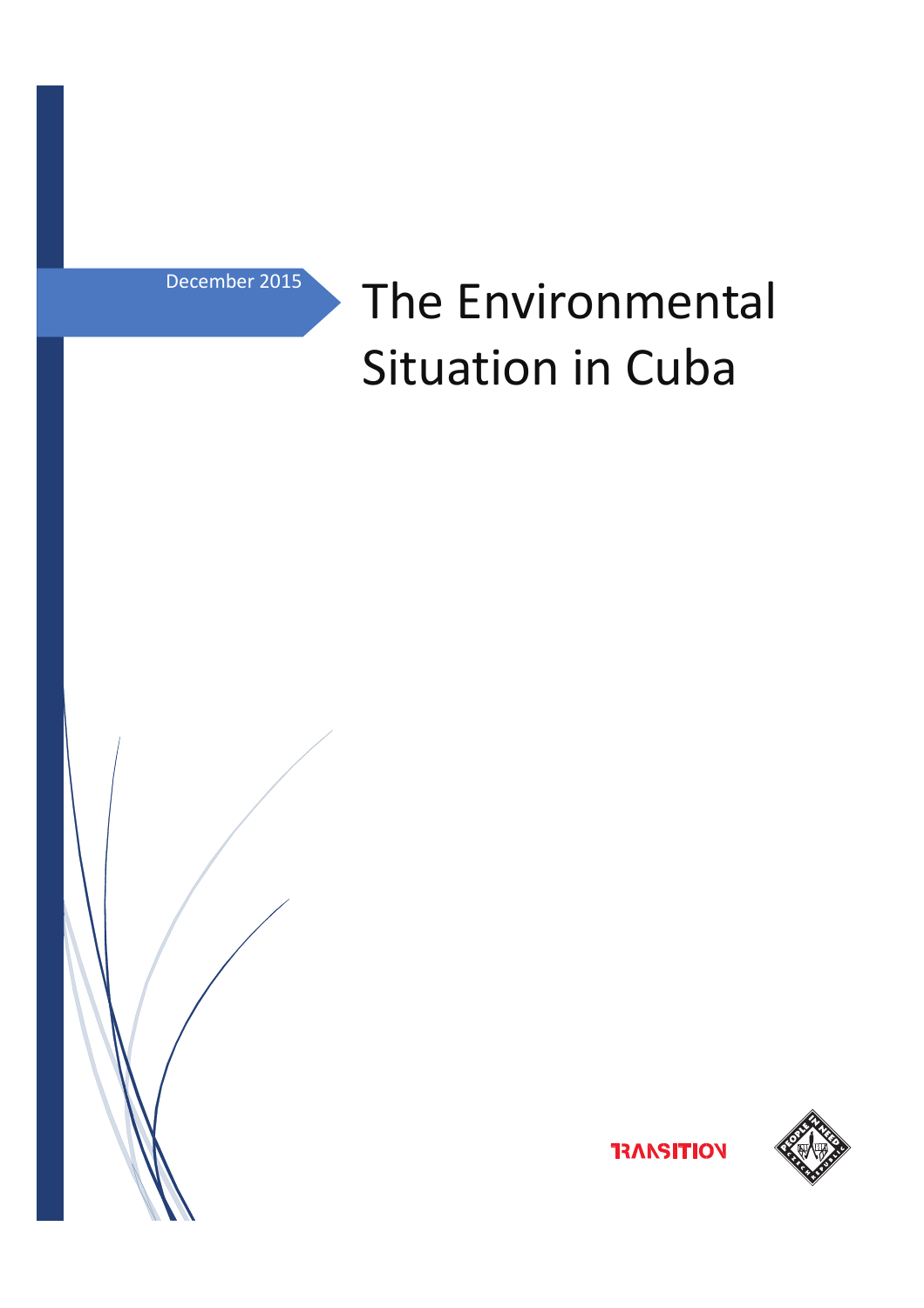December 2015

# The Environmental Situation in Cuba

TRANSITION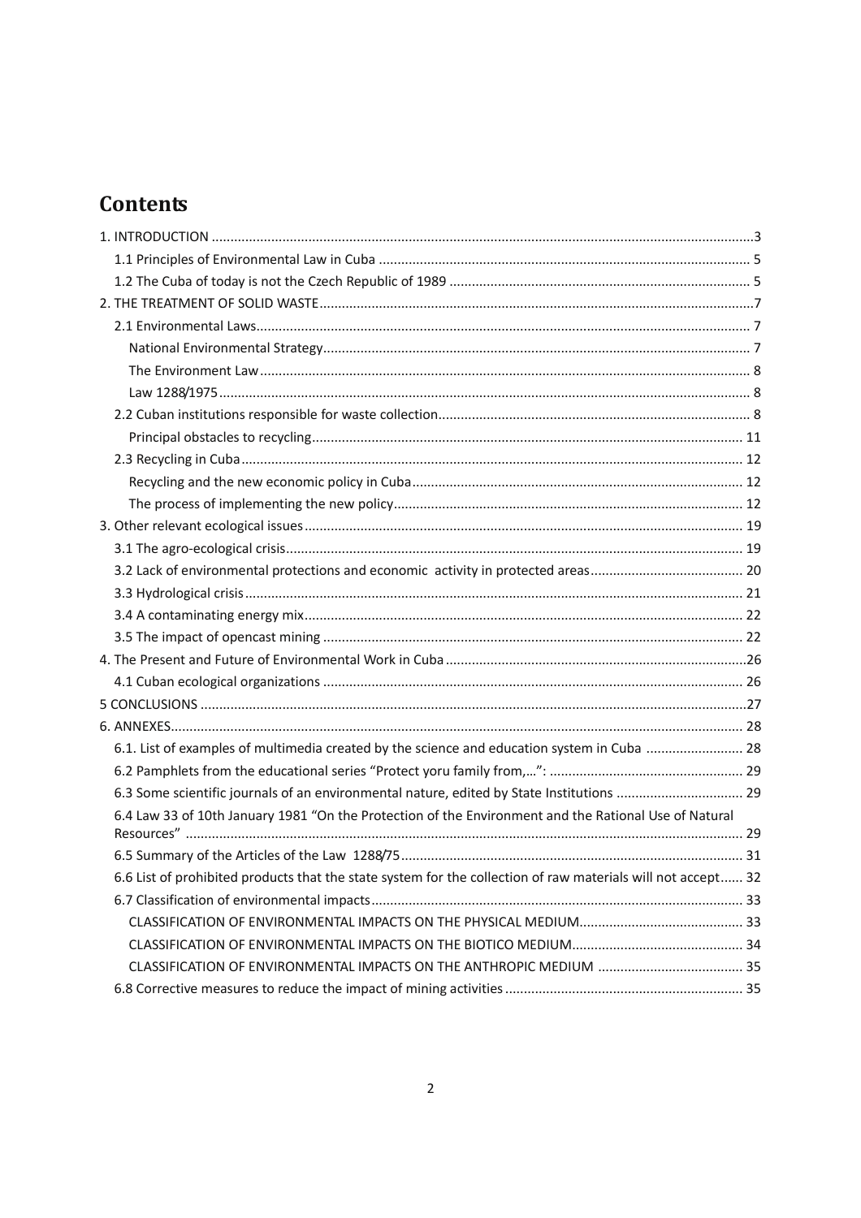# Contents

1. INTRODUCTION ....................................................................................................................................3
   - 1.1 Principles of Environmental Law in Cuba ................................................................................... 5
   - 1.2 The Cuba of today is not the Czech Republic of 1989 ................................................................ 5
2. THE TREATMENT OF SOLID WASTE....................................................................................................7
   - 2.1 Environmental Laws.................................................................................................................... 7
     - National Environmental Strategy.................................................................................................. 7
     - The Environment Law ................................................................................................................... 8
     - Law 1288/1975.............................................................................................................................. 8
   - 2.2 Cuban institutions responsible for waste collection.................................................................... 8
     - Principal obstacles to recycling................................................................................................... 11
   - 2.3 Recycling in Cuba...................................................................................................................... 12
     - Recycling and the new economic policy in Cuba......................................................................... 12
     - The process of implementing the new policy............................................................................. 12
3. Other relevant ecological issues ..................................................................................................... 19
   - 3.1 The agro-ecological crisis.......................................................................................................... 19
   - 3.2 Lack of environmental protections and economic activity in protected areas......................................... 20
   - 3.3 Hydrological crisis..................................................................................................................... 21
   - 3.4 A contaminating energy mix..................................................................................................... 22
   - 3.5 The impact of opencast mining ................................................................................................ 22
4. The Present and Future of Environmental Work in Cuba ................................................................26
   - 4.1 Cuban ecological organizations ................................................................................................ 26
5. CONCLUSIONS .................................................................................................................................27
6. ANNEXES......................................................................................................................................... 28
   - 6.1. List of examples of multimedia created by the science and education system in Cuba .......................... 28
   - 6.2 Pamphlets from the educational series “Protect yoru family from,…”: .................................................... 29
   - 6.3 Some scientific journals of an environmental nature, edited by State Institutions .................................. 29
   - 6.4 Law 33 of 10th January 1981 “On the Protection of the Environment and the Rational Use of Natural Resources” ...................................................................................................................................... 29
   - 6.5 Summary of the Articles of the Law 1288/75............................................................................ 31
   - 6.6 List of prohibited products that the state system for the collection of raw materials will not accept...... 32
   - 6.7 Classification of environmental impacts................................................................................... 33
     - CLASSIFICATION OF ENVIRONMENTAL IMPACTS ON THE PHYSICAL MEDIUM............................................ 33
     - CLASSIFICATION OF ENVIRONMENTAL IMPACTS ON THE BIOTICO MEDIUM.............................................. 34
     - CLASSIFICATION OF ENVIRONMENTAL IMPACTS ON THE ANTHROPIC MEDIUM ....................................... 35
   - 6.8 Corrective measures to reduce the impact of mining activities ................................................ 35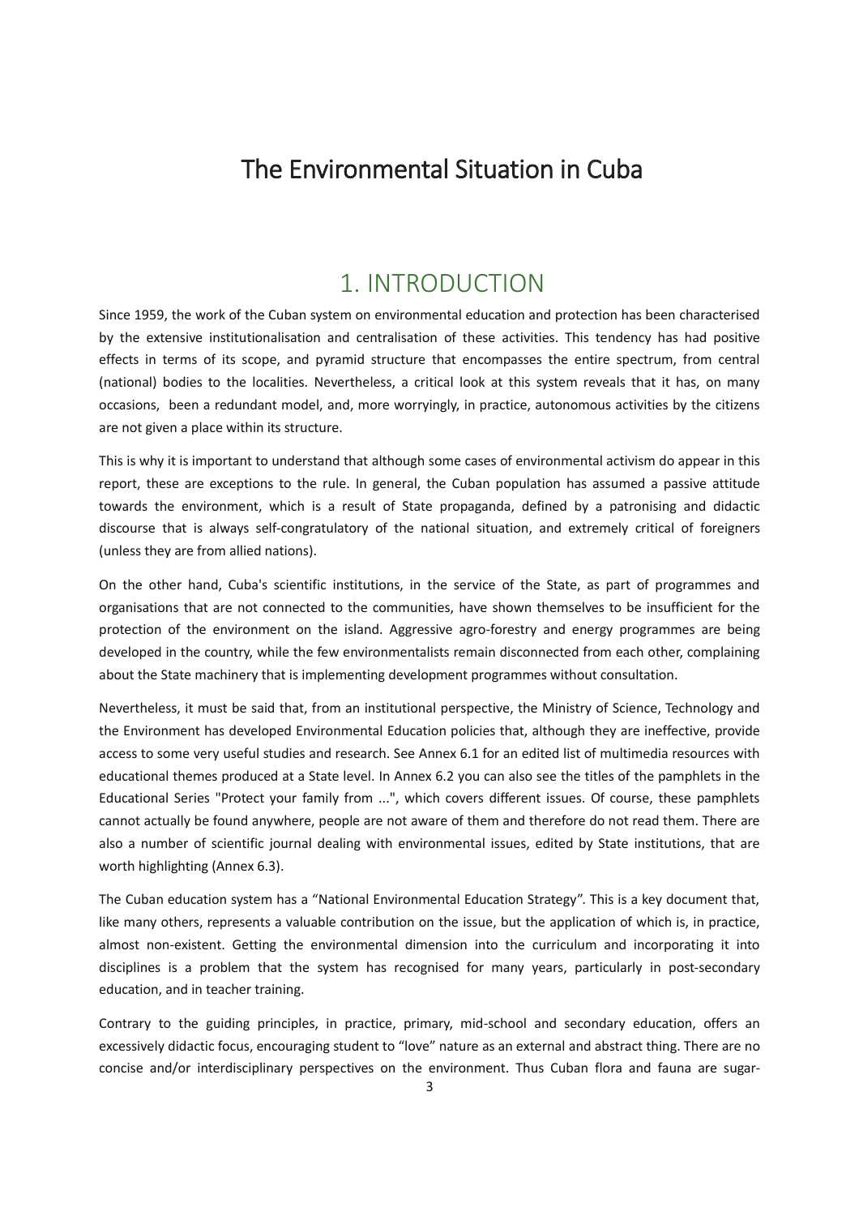# The Environmental Situation in Cuba

## 1. INTRODUCTION

Since 1959, the work of the Cuban system on environmental education and protection has been characterised by the extensive institutionalisation and centralisation of these activities. This tendency has had positive effects in terms of its scope, and pyramid structure that encompasses the entire spectrum, from central (national) bodies to the localities. Nevertheless, a critical look at this system reveals that it has, on many occasions, been a redundant model, and, more worryingly, in practice, autonomous activities by the citizens are not given a place within its structure.

This is why it is important to understand that although some cases of environmental activism do appear in this report, these are exceptions to the rule. In general, the Cuban population has assumed a passive attitude towards the environment, which is a result of State propaganda, defined by a patronising and didactic discourse that is always self-congratulatory of the national situation, and extremely critical of foreigners (unless they are from allied nations).

On the other hand, Cuba's scientific institutions, in the service of the State, as part of programmes and organisations that are not connected to the communities, have shown themselves to be insufficient for the protection of the environment on the island. Aggressive agro-forestry and energy programmes are being developed in the country, while the few environmentalists remain disconnected from each other, complaining about the State machinery that is implementing development programmes without consultation.

Nevertheless, it must be said that, from an institutional perspective, the Ministry of Science, Technology and the Environment has developed Environmental Education policies that, although they are ineffective, provide access to some very useful studies and research. See Annex 6.1 for an edited list of multimedia resources with educational themes produced at a State level. In Annex 6.2 you can also see the titles of the pamphlets in the Educational Series "Protect your family from ...", which covers different issues. Of course, these pamphlets cannot actually be found anywhere, people are not aware of them and therefore do not read them. There are also a number of scientific journal dealing with environmental issues, edited by State institutions, that are worth highlighting (Annex 6.3).

The Cuban education system has a "National Environmental Education Strategy". This is a key document that, like many others, represents a valuable contribution on the issue, but the application of which is, in practice, almost non-existent. Getting the environmental dimension into the curriculum and incorporating it into disciplines is a problem that the system has recognised for many years, particularly in post-secondary education, and in teacher training.

Contrary to the guiding principles, in practice, primary, mid-school and secondary education, offers an excessively didactic focus, encouraging student to "love" nature as an external and abstract thing. There are no concise and/or interdisciplinary perspectives on the environment. Thus Cuban flora and fauna are sugar-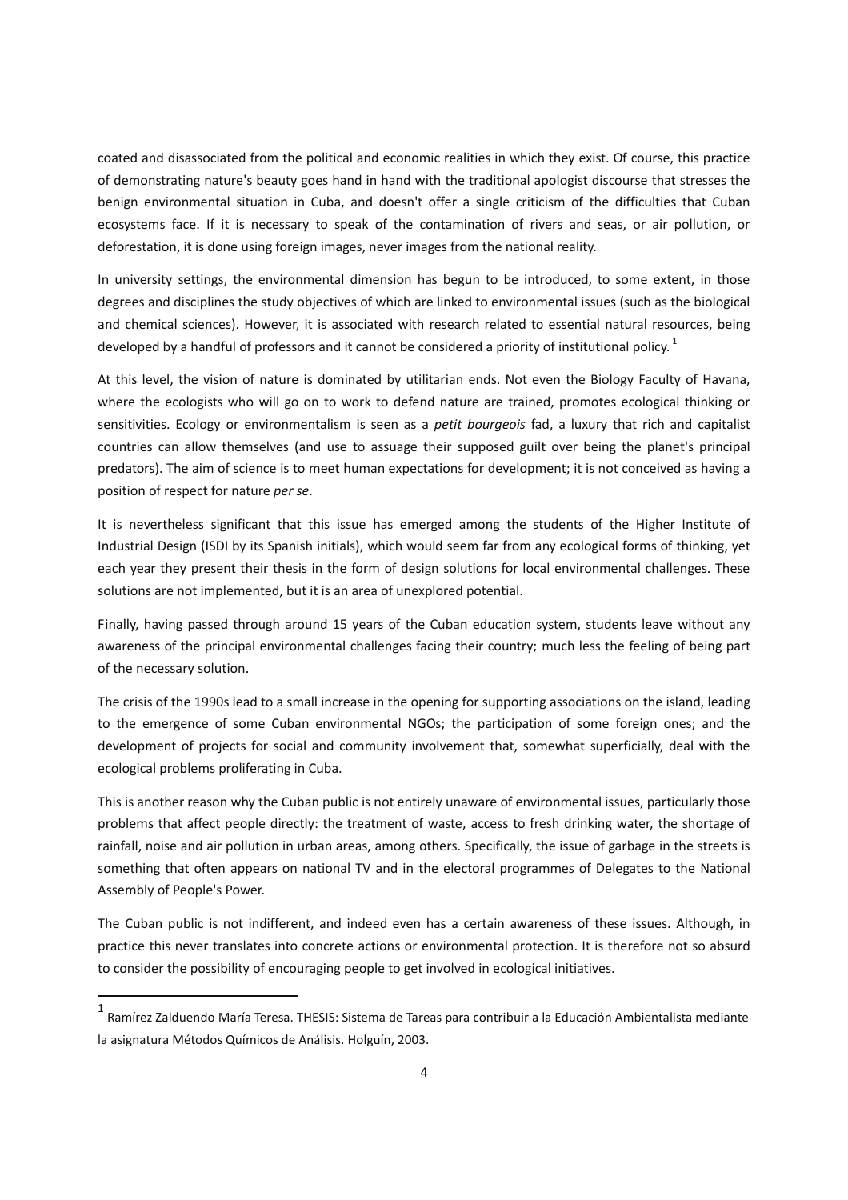coated and disassociated from the political and economic realities in which they exist. Of course, this practice of demonstrating nature's beauty goes hand in hand with the traditional apologist discourse that stresses the benign environmental situation in Cuba, and doesn't offer a single criticism of the difficulties that Cuban ecosystems face. If it is necessary to speak of the contamination of rivers and seas, or air pollution, or deforestation, it is done using foreign images, never images from the national reality.

In university settings, the environmental dimension has begun to be introduced, to some extent, in those degrees and disciplines the study objectives of which are linked to environmental issues (such as the biological and chemical sciences). However, it is associated with research related to essential natural resources, being developed by a handful of professors and it cannot be considered a priority of institutional policy. [1]

At this level, the vision of nature is dominated by utilitarian ends. Not even the Biology Faculty of Havana, where the ecologists who will go on to work to defend nature are trained, promotes ecological thinking or sensitivities. Ecology or environmentalism is seen as a *petit bourgeois* fad, a luxury that rich and capitalist countries can allow themselves (and use to assuage their supposed guilt over being the planet's principal predators). The aim of science is to meet human expectations for development; it is not conceived as having a position of respect for nature *per se*.

It is nevertheless significant that this issue has emerged among the students of the Higher Institute of Industrial Design (ISDI by its Spanish initials), which would seem far from any ecological forms of thinking, yet each year they present their thesis in the form of design solutions for local environmental challenges. These solutions are not implemented, but it is an area of unexplored potential.

Finally, having passed through around 15 years of the Cuban education system, students leave without any awareness of the principal environmental challenges facing their country; much less the feeling of being part of the necessary solution.

The crisis of the 1990s lead to a small increase in the opening for supporting associations on the island, leading to the emergence of some Cuban environmental NGOs; the participation of some foreign ones; and the development of projects for social and community involvement that, somewhat superficially, deal with the ecological problems proliferating in Cuba.

This is another reason why the Cuban public is not entirely unaware of environmental issues, particularly those problems that affect people directly: the treatment of waste, access to fresh drinking water, the shortage of rainfall, noise and air pollution in urban areas, among others. Specifically, the issue of garbage in the streets is something that often appears on national TV and in the electoral programmes of Delegates to the National Assembly of People's Power.

The Cuban public is not indifferent, and indeed even has a certain awareness of these issues. Although, in practice this never translates into concrete actions or environmental protection. It is therefore not so absurd to consider the possibility of encouraging people to get involved in ecological initiatives.

---

[1] Ramírez Zalduendo María Teresa. THESIS: Sistema de Tareas para contribuir a la Educación Ambientalista mediante la asignatura Métodos Químicos de Análisis. Holguín, 2003.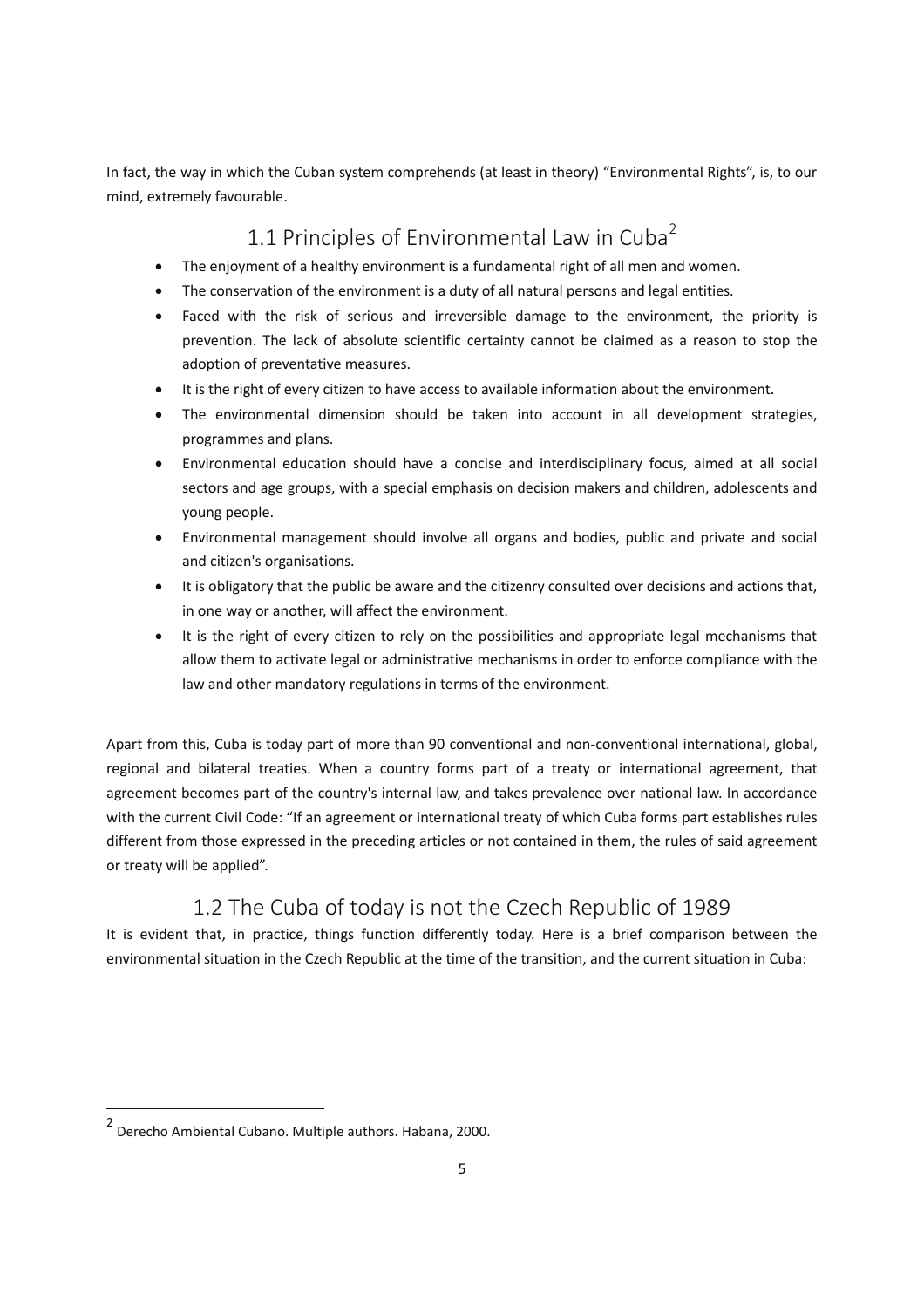In fact, the way in which the Cuban system comprehends (at least in theory) "Environmental Rights", is, to our mind, extremely favourable.

## 1.1 Principles of Environmental Law in Cuba[2]

- The enjoyment of a healthy environment is a fundamental right of all men and women.
- The conservation of the environment is a duty of all natural persons and legal entities.
- Faced with the risk of serious and irreversible damage to the environment, the priority is prevention. The lack of absolute scientific certainty cannot be claimed as a reason to stop the adoption of preventative measures.
- It is the right of every citizen to have access to available information about the environment.
- The environmental dimension should be taken into account in all development strategies, programmes and plans.
- Environmental education should have a concise and interdisciplinary focus, aimed at all social sectors and age groups, with a special emphasis on decision makers and children, adolescents and young people.
- Environmental management should involve all organs and bodies, public and private and social and citizen's organisations.
- It is obligatory that the public be aware and the citizenry consulted over decisions and actions that, in one way or another, will affect the environment.
- It is the right of every citizen to rely on the possibilities and appropriate legal mechanisms that allow them to activate legal or administrative mechanisms in order to enforce compliance with the law and other mandatory regulations in terms of the environment.

Apart from this, Cuba is today part of more than 90 conventional and non-conventional international, global, regional and bilateral treaties. When a country forms part of a treaty or international agreement, that agreement becomes part of the country's internal law, and takes prevalence over national law. In accordance with the current Civil Code: "If an agreement or international treaty of which Cuba forms part establishes rules different from those expressed in the preceding articles or not contained in them, the rules of said agreement or treaty will be applied".

## 1.2 The Cuba of today is not the Czech Republic of 1989

It is evident that, in practice, things function differently today. Here is a brief comparison between the environmental situation in the Czech Republic at the time of the transition, and the current situation in Cuba:

[2] Derecho Ambiental Cubano. Multiple authors. Habana, 2000.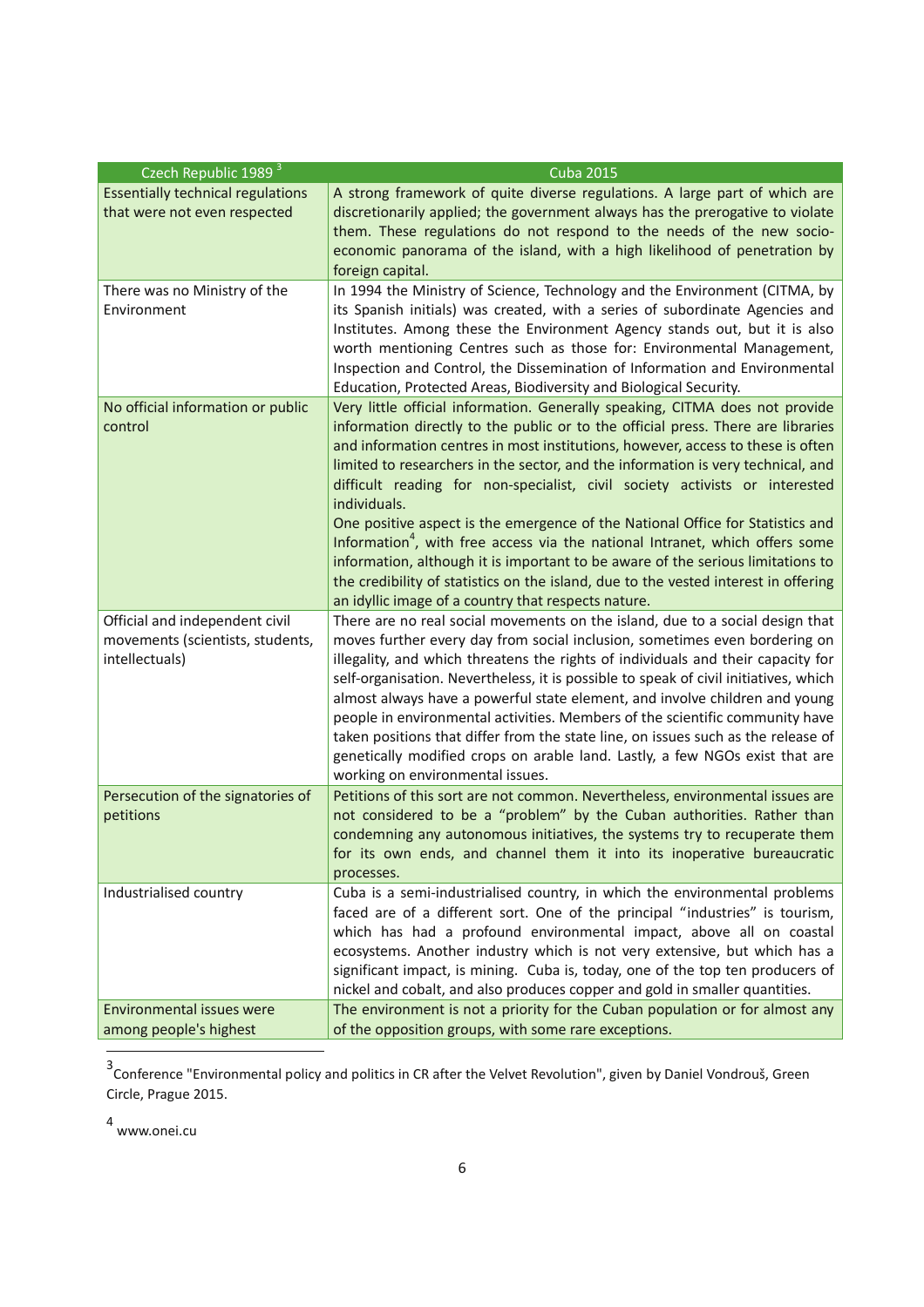| Czech Republic 1989 [3] | Cuba 2015 |
|---|---|
| Essentially technical regulations that were not even respected | A strong framework of quite diverse regulations. A large part of which are discretionarily applied; the government always has the prerogative to violate them. These regulations do not respond to the needs of the new socio-economic panorama of the island, with a high likelihood of penetration by foreign capital. |
| There was no Ministry of the Environment | In 1994 the Ministry of Science, Technology and the Environment (CITMA, by its Spanish initials) was created, with a series of subordinate Agencies and Institutes. Among these the Environment Agency stands out, but it is also worth mentioning Centres such as those for: Environmental Management, Inspection and Control, the Dissemination of Information and Environmental Education, Protected Areas, Biodiversity and Biological Security. |
| No official information or public control | Very little official information. Generally speaking, CITMA does not provide information directly to the public or to the official press. There are libraries and information centres in most institutions, however, access to these is often limited to researchers in the sector, and the information is very technical, and difficult reading for non-specialist, civil society activists or interested individuals. One positive aspect is the emergence of the National Office for Statistics and Information[4], with free access via the national Intranet, which offers some information, although it is important to be aware of the serious limitations to the credibility of statistics on the island, due to the vested interest in offering an idyllic image of a country that respects nature. |
| Official and independent civil movements (scientists, students, intellectuals) | There are no real social movements on the island, due to a social design that moves further every day from social inclusion, sometimes even bordering on illegality, and which threatens the rights of individuals and their capacity for self-organisation. Nevertheless, it is possible to speak of civil initiatives, which almost always have a powerful state element, and involve children and young people in environmental activities. Members of the scientific community have taken positions that differ from the state line, on issues such as the release of genetically modified crops on arable land. Lastly, a few NGOs exist that are working on environmental issues. |
| Persecution of the signatories of petitions | Petitions of this sort are not common. Nevertheless, environmental issues are not considered to be a "problem" by the Cuban authorities. Rather than condemning any autonomous initiatives, the systems try to recuperate them for its own ends, and channel them it into its inoperative bureaucratic processes. |
| Industrialised country | Cuba is a semi-industrialised country, in which the environmental problems faced are of a different sort. One of the principal "industries" is tourism, which has had a profound environmental impact, above all on coastal ecosystems. Another industry which is not very extensive, but which has a significant impact, is mining. Cuba is, today, one of the top ten producers of nickel and cobalt, and also produces copper and gold in smaller quantities. |
| Environmental issues were among people's highest | The environment is not a priority for the Cuban population or for almost any of the opposition groups, with some rare exceptions. |

[3] Conference "Environmental policy and politics in CR after the Velvet Revolution", given by Daniel Vondrouš, Green Circle, Prague 2015.

[4] www.onei.cu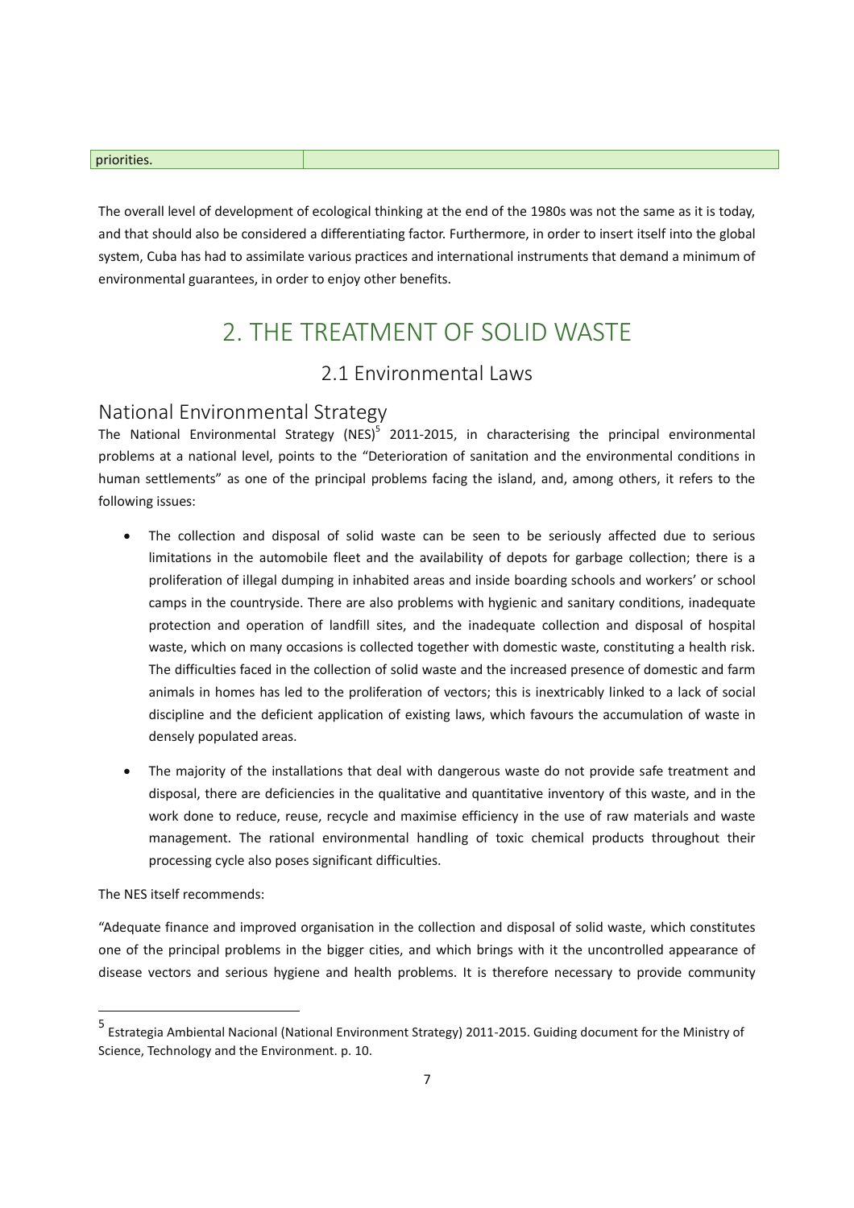| priorities. | |
|---|---|

The overall level of development of ecological thinking at the end of the 1980s was not the same as it is today, and that should also be considered a differentiating factor. Furthermore, in order to insert itself into the global system, Cuba has had to assimilate various practices and international instruments that demand a minimum of environmental guarantees, in order to enjoy other benefits.

# 2. THE TREATMENT OF SOLID WASTE

## 2.1 Environmental Laws

### National Environmental Strategy

The National Environmental Strategy (NES)[5] 2011-2015, in characterising the principal environmental problems at a national level, points to the "Deterioration of sanitation and the environmental conditions in human settlements" as one of the principal problems facing the island, and, among others, it refers to the following issues:

- The collection and disposal of solid waste can be seen to be seriously affected due to serious limitations in the automobile fleet and the availability of depots for garbage collection; there is a proliferation of illegal dumping in inhabited areas and inside boarding schools and workers' or school camps in the countryside. There are also problems with hygienic and sanitary conditions, inadequate protection and operation of landfill sites, and the inadequate collection and disposal of hospital waste, which on many occasions is collected together with domestic waste, constituting a health risk. The difficulties faced in the collection of solid waste and the increased presence of domestic and farm animals in homes has led to the proliferation of vectors; this is inextricably linked to a lack of social discipline and the deficient application of existing laws, which favours the accumulation of waste in densely populated areas.
- The majority of the installations that deal with dangerous waste do not provide safe treatment and disposal, there are deficiencies in the qualitative and quantitative inventory of this waste, and in the work done to reduce, reuse, recycle and maximise efficiency in the use of raw materials and waste management. The rational environmental handling of toxic chemical products throughout their processing cycle also poses significant difficulties.

The NES itself recommends:

"Adequate finance and improved organisation in the collection and disposal of solid waste, which constitutes one of the principal problems in the bigger cities, and which brings with it the uncontrolled appearance of disease vectors and serious hygiene and health problems. It is therefore necessary to provide community

---

[5] Estrategia Ambiental Nacional (National Environment Strategy) 2011-2015. Guiding document for the Ministry of Science, Technology and the Environment. p. 10.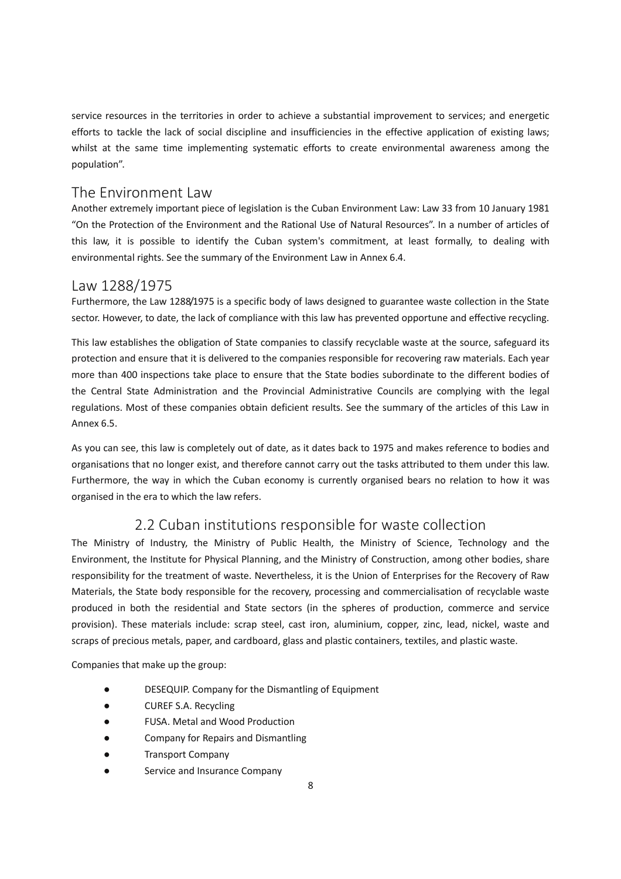service resources in the territories in order to achieve a substantial improvement to services; and energetic efforts to tackle the lack of social discipline and insufficiencies in the effective application of existing laws; whilst at the same time implementing systematic efforts to create environmental awareness among the population".

## The Environment Law

Another extremely important piece of legislation is the Cuban Environment Law: Law 33 from 10 January 1981 "On the Protection of the Environment and the Rational Use of Natural Resources". In a number of articles of this law, it is possible to identify the Cuban system's commitment, at least formally, to dealing with environmental rights. See the summary of the Environment Law in Annex 6.4.

## Law 1288/1975

Furthermore, the Law 1288/1975 is a specific body of laws designed to guarantee waste collection in the State sector. However, to date, the lack of compliance with this law has prevented opportune and effective recycling.

This law establishes the obligation of State companies to classify recyclable waste at the source, safeguard its protection and ensure that it is delivered to the companies responsible for recovering raw materials. Each year more than 400 inspections take place to ensure that the State bodies subordinate to the different bodies of the Central State Administration and the Provincial Administrative Councils are complying with the legal regulations. Most of these companies obtain deficient results. See the summary of the articles of this Law in Annex 6.5.

As you can see, this law is completely out of date, as it dates back to 1975 and makes reference to bodies and organisations that no longer exist, and therefore cannot carry out the tasks attributed to them under this law. Furthermore, the way in which the Cuban economy is currently organised bears no relation to how it was organised in the era to which the law refers.

## 2.2 Cuban institutions responsible for waste collection

The Ministry of Industry, the Ministry of Public Health, the Ministry of Science, Technology and the Environment, the Institute for Physical Planning, and the Ministry of Construction, among other bodies, share responsibility for the treatment of waste. Nevertheless, it is the Union of Enterprises for the Recovery of Raw Materials, the State body responsible for the recovery, processing and commercialisation of recyclable waste produced in both the residential and State sectors (in the spheres of production, commerce and service provision). These materials include: scrap steel, cast iron, aluminium, copper, zinc, lead, nickel, waste and scraps of precious metals, paper, and cardboard, glass and plastic containers, textiles, and plastic waste.

Companies that make up the group:

- DESEQUIP. Company for the Dismantling of Equipment
- CUREF S.A. Recycling
- FUSA. Metal and Wood Production
- Company for Repairs and Dismantling
- Transport Company
- Service and Insurance Company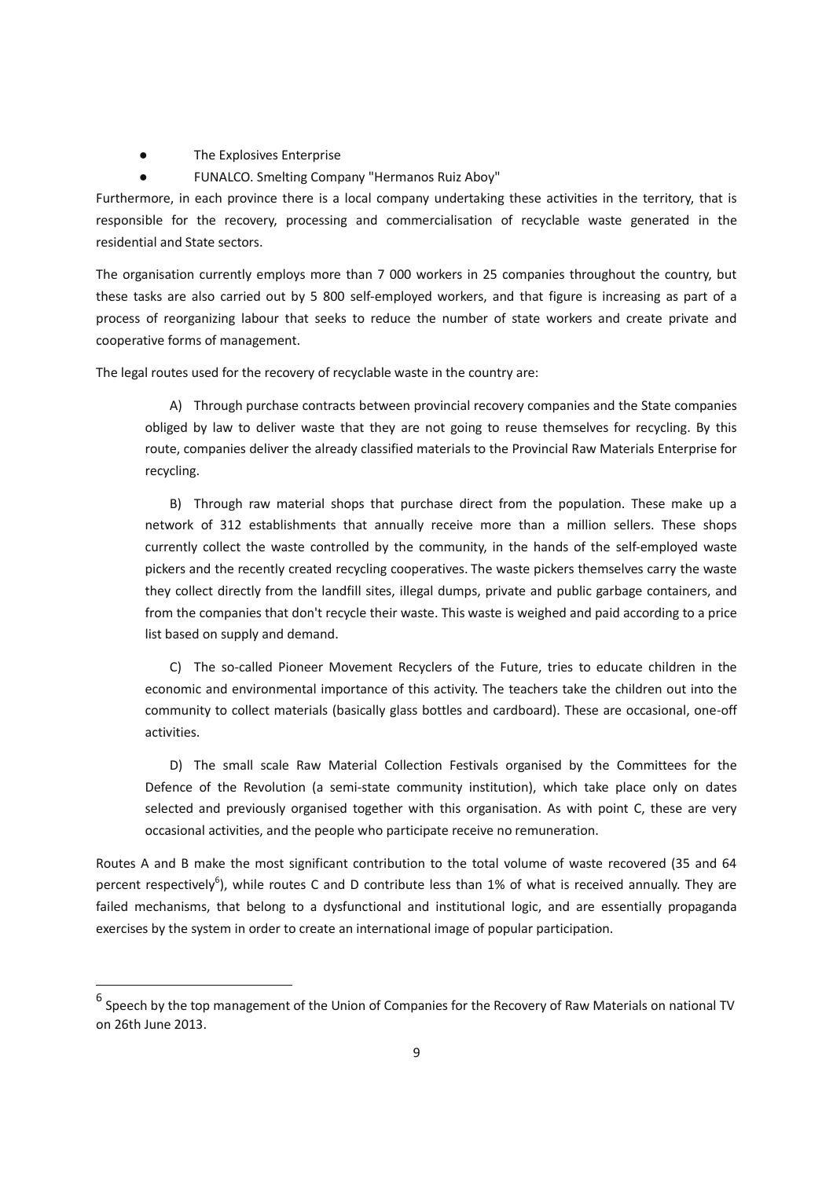- The Explosives Enterprise
- FUNALCO. Smelting Company "Hermanos Ruiz Aboy"

Furthermore, in each province there is a local company undertaking these activities in the territory, that is responsible for the recovery, processing and commercialisation of recyclable waste generated in the residential and State sectors.

The organisation currently employs more than 7 000 workers in 25 companies throughout the country, but these tasks are also carried out by 5 800 self-employed workers, and that figure is increasing as part of a process of reorganizing labour that seeks to reduce the number of state workers and create private and cooperative forms of management.

The legal routes used for the recovery of recyclable waste in the country are:

A) Through purchase contracts between provincial recovery companies and the State companies obliged by law to deliver waste that they are not going to reuse themselves for recycling. By this route, companies deliver the already classified materials to the Provincial Raw Materials Enterprise for recycling.

B) Through raw material shops that purchase direct from the population. These make up a network of 312 establishments that annually receive more than a million sellers. These shops currently collect the waste controlled by the community, in the hands of the self-employed waste pickers and the recently created recycling cooperatives. The waste pickers themselves carry the waste they collect directly from the landfill sites, illegal dumps, private and public garbage containers, and from the companies that don't recycle their waste. This waste is weighed and paid according to a price list based on supply and demand.

C) The so-called Pioneer Movement Recyclers of the Future, tries to educate children in the economic and environmental importance of this activity. The teachers take the children out into the community to collect materials (basically glass bottles and cardboard). These are occasional, one-off activities.

D) The small scale Raw Material Collection Festivals organised by the Committees for the Defence of the Revolution (a semi-state community institution), which take place only on dates selected and previously organised together with this organisation. As with point C, these are very occasional activities, and the people who participate receive no remuneration.

Routes A and B make the most significant contribution to the total volume of waste recovered (35 and 64 percent respectively[6]), while routes C and D contribute less than 1% of what is received annually. They are failed mechanisms, that belong to a dysfunctional and institutional logic, and are essentially propaganda exercises by the system in order to create an international image of popular participation.

[6] Speech by the top management of the Union of Companies for the Recovery of Raw Materials on national TV on 26th June 2013.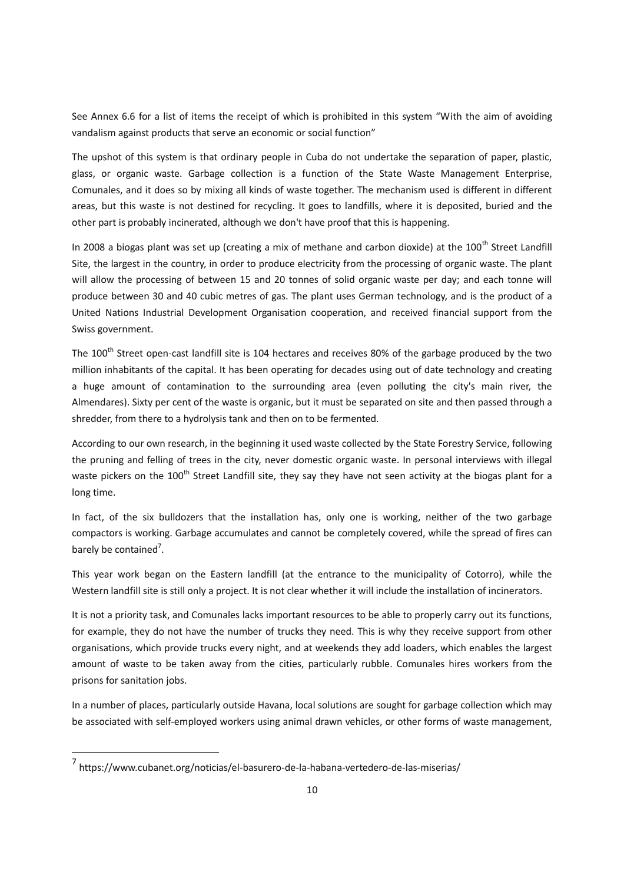See Annex 6.6 for a list of items the receipt of which is prohibited in this system “With the aim of avoiding vandalism against products that serve an economic or social function”

The upshot of this system is that ordinary people in Cuba do not undertake the separation of paper, plastic, glass, or organic waste. Garbage collection is a function of the State Waste Management Enterprise, Comunales, and it does so by mixing all kinds of waste together. The mechanism used is different in different areas, but this waste is not destined for recycling. It goes to landfills, where it is deposited, buried and the other part is probably incinerated, although we don't have proof that this is happening.

In 2008 a biogas plant was set up (creating a mix of methane and carbon dioxide) at the 100th Street Landfill Site, the largest in the country, in order to produce electricity from the processing of organic waste. The plant will allow the processing of between 15 and 20 tonnes of solid organic waste per day; and each tonne will produce between 30 and 40 cubic metres of gas. The plant uses German technology, and is the product of a United Nations Industrial Development Organisation cooperation, and received financial support from the Swiss government.

The 100th Street open-cast landfill site is 104 hectares and receives 80% of the garbage produced by the two million inhabitants of the capital. It has been operating for decades using out of date technology and creating a huge amount of contamination to the surrounding area (even polluting the city's main river, the Almendares). Sixty per cent of the waste is organic, but it must be separated on site and then passed through a shredder, from there to a hydrolysis tank and then on to be fermented.

According to our own research, in the beginning it used waste collected by the State Forestry Service, following the pruning and felling of trees in the city, never domestic organic waste. In personal interviews with illegal waste pickers on the 100th Street Landfill site, they say they have not seen activity at the biogas plant for a long time.

In fact, of the six bulldozers that the installation has, only one is working, neither of the two garbage compactors is working. Garbage accumulates and cannot be completely covered, while the spread of fires can barely be contained[7].

This year work began on the Eastern landfill (at the entrance to the municipality of Cotorro), while the Western landfill site is still only a project. It is not clear whether it will include the installation of incinerators.

It is not a priority task, and Comunales lacks important resources to be able to properly carry out its functions, for example, they do not have the number of trucks they need. This is why they receive support from other organisations, which provide trucks every night, and at weekends they add loaders, which enables the largest amount of waste to be taken away from the cities, particularly rubble. Comunales hires workers from the prisons for sanitation jobs.

In a number of places, particularly outside Havana, local solutions are sought for garbage collection which may be associated with self-employed workers using animal drawn vehicles, or other forms of waste management,

[7] https://www.cubanet.org/noticias/el-basurero-de-la-habana-vertedero-de-las-miserias/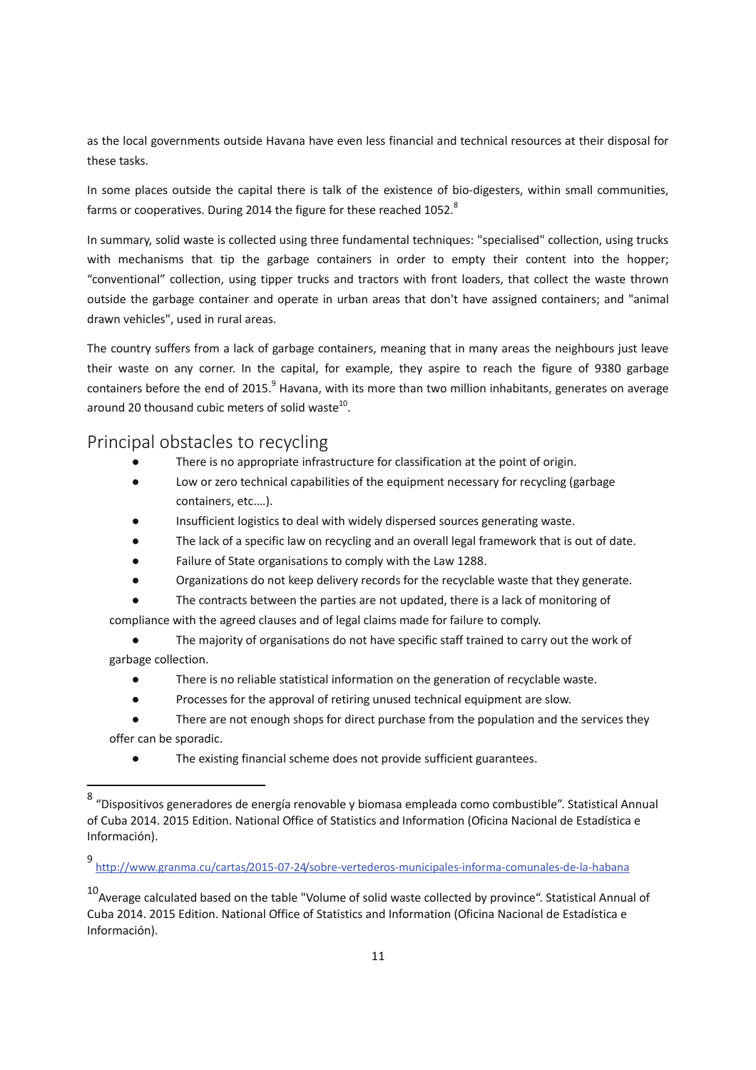as the local governments outside Havana have even less financial and technical resources at their disposal for these tasks.

In some places outside the capital there is talk of the existence of bio-digesters, within small communities, farms or cooperatives. During 2014 the figure for these reached 1052.[8]

In summary, solid waste is collected using three fundamental techniques: "specialised" collection, using trucks with mechanisms that tip the garbage containers in order to empty their content into the hopper; "conventional" collection, using tipper trucks and tractors with front loaders, that collect the waste thrown outside the garbage container and operate in urban areas that don't have assigned containers; and "animal drawn vehicles", used in rural areas.

The country suffers from a lack of garbage containers, meaning that in many areas the neighbours just leave their waste on any corner. In the capital, for example, they aspire to reach the figure of 9380 garbage containers before the end of 2015.[9] Havana, with its more than two million inhabitants, generates on average around 20 thousand cubic meters of solid waste[10].

## Principal obstacles to recycling

- There is no appropriate infrastructure for classification at the point of origin.
- Low or zero technical capabilities of the equipment necessary for recycling (garbage containers, etc.…).
- Insufficient logistics to deal with widely dispersed sources generating waste.
- The lack of a specific law on recycling and an overall legal framework that is out of date.
- Failure of State organisations to comply with the Law 1288.
- Organizations do not keep delivery records for the recyclable waste that they generate.
- The contracts between the parties are not updated, there is a lack of monitoring of compliance with the agreed clauses and of legal claims made for failure to comply.
- The majority of organisations do not have specific staff trained to carry out the work of garbage collection.
- There is no reliable statistical information on the generation of recyclable waste.
- Processes for the approval of retiring unused technical equipment are slow.
- There are not enough shops for direct purchase from the population and the services they offer can be sporadic.
- The existing financial scheme does not provide sufficient guarantees.

---

[8] "Dispositivos generadores de energía renovable y biomasa empleada como combustible". Statistical Annual of Cuba 2014. 2015 Edition. National Office of Statistics and Information (Oficina Nacional de Estadística e Información).

[9] http://www.granma.cu/cartas/2015-07-24/sobre-vertederos-municipales-informa-comunales-de-la-habana

[10] Average calculated based on the table "Volume of solid waste collected by province". Statistical Annual of Cuba 2014. 2015 Edition. National Office of Statistics and Information (Oficina Nacional de Estadística e Información).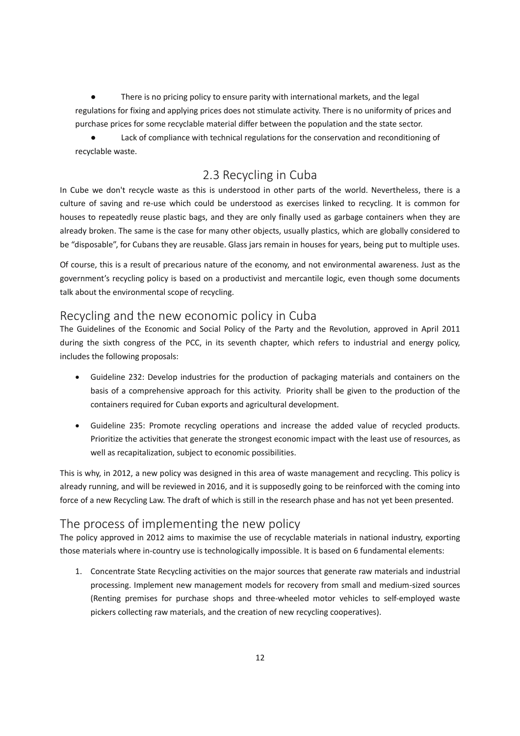- There is no pricing policy to ensure parity with international markets, and the legal regulations for fixing and applying prices does not stimulate activity. There is no uniformity of prices and purchase prices for some recyclable material differ between the population and the state sector.
- Lack of compliance with technical regulations for the conservation and reconditioning of recyclable waste.

## 2.3 Recycling in Cuba

In Cube we don't recycle waste as this is understood in other parts of the world. Nevertheless, there is a culture of saving and re-use which could be understood as exercises linked to recycling. It is common for houses to repeatedly reuse plastic bags, and they are only finally used as garbage containers when they are already broken. The same is the case for many other objects, usually plastics, which are globally considered to be "disposable", for Cubans they are reusable. Glass jars remain in houses for years, being put to multiple uses.

Of course, this is a result of precarious nature of the economy, and not environmental awareness. Just as the government's recycling policy is based on a productivist and mercantile logic, even though some documents talk about the environmental scope of recycling.

### Recycling and the new economic policy in Cuba

The Guidelines of the Economic and Social Policy of the Party and the Revolution, approved in April 2011 during the sixth congress of the PCC, in its seventh chapter, which refers to industrial and energy policy, includes the following proposals:

- Guideline 232: Develop industries for the production of packaging materials and containers on the basis of a comprehensive approach for this activity. Priority shall be given to the production of the containers required for Cuban exports and agricultural development.
- Guideline 235: Promote recycling operations and increase the added value of recycled products. Prioritize the activities that generate the strongest economic impact with the least use of resources, as well as recapitalization, subject to economic possibilities.

This is why, in 2012, a new policy was designed in this area of waste management and recycling. This policy is already running, and will be reviewed in 2016, and it is supposedly going to be reinforced with the coming into force of a new Recycling Law. The draft of which is still in the research phase and has not yet been presented.

### The process of implementing the new policy

The policy approved in 2012 aims to maximise the use of recyclable materials in national industry, exporting those materials where in-country use is technologically impossible. It is based on 6 fundamental elements:

1. Concentrate State Recycling activities on the major sources that generate raw materials and industrial processing. Implement new management models for recovery from small and medium-sized sources (Renting premises for purchase shops and three-wheeled motor vehicles to self-employed waste pickers collecting raw materials, and the creation of new recycling cooperatives).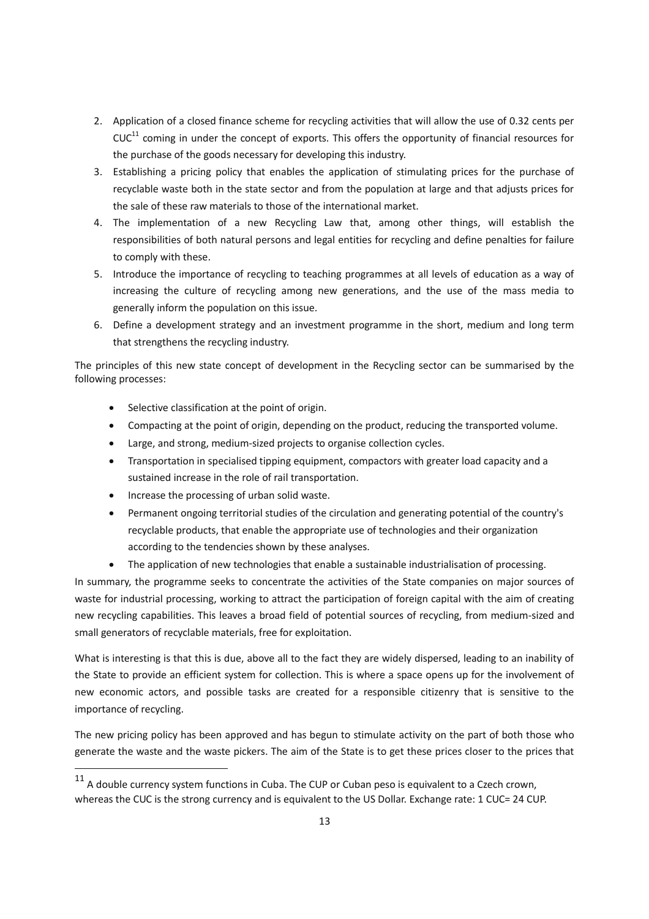2. Application of a closed finance scheme for recycling activities that will allow the use of 0.32 cents per CUC[11] coming in under the concept of exports. This offers the opportunity of financial resources for the purchase of the goods necessary for developing this industry.
3. Establishing a pricing policy that enables the application of stimulating prices for the purchase of recyclable waste both in the state sector and from the population at large and that adjusts prices for the sale of these raw materials to those of the international market.
4. The implementation of a new Recycling Law that, among other things, will establish the responsibilities of both natural persons and legal entities for recycling and define penalties for failure to comply with these.
5. Introduce the importance of recycling to teaching programmes at all levels of education as a way of increasing the culture of recycling among new generations, and the use of the mass media to generally inform the population on this issue.
6. Define a development strategy and an investment programme in the short, medium and long term that strengthens the recycling industry.

The principles of this new state concept of development in the Recycling sector can be summarised by the following processes:

- Selective classification at the point of origin.
- Compacting at the point of origin, depending on the product, reducing the transported volume.
- Large, and strong, medium-sized projects to organise collection cycles.
- Transportation in specialised tipping equipment, compactors with greater load capacity and a sustained increase in the role of rail transportation.
- Increase the processing of urban solid waste.
- Permanent ongoing territorial studies of the circulation and generating potential of the country's recyclable products, that enable the appropriate use of technologies and their organization according to the tendencies shown by these analyses.
- The application of new technologies that enable a sustainable industrialisation of processing.

In summary, the programme seeks to concentrate the activities of the State companies on major sources of waste for industrial processing, working to attract the participation of foreign capital with the aim of creating new recycling capabilities. This leaves a broad field of potential sources of recycling, from medium-sized and small generators of recyclable materials, free for exploitation.

What is interesting is that this is due, above all to the fact they are widely dispersed, leading to an inability of the State to provide an efficient system for collection. This is where a space opens up for the involvement of new economic actors, and possible tasks are created for a responsible citizenry that is sensitive to the importance of recycling.

The new pricing policy has been approved and has begun to stimulate activity on the part of both those who generate the waste and the waste pickers. The aim of the State is to get these prices closer to the prices that

[11] A double currency system functions in Cuba. The CUP or Cuban peso is equivalent to a Czech crown, whereas the CUC is the strong currency and is equivalent to the US Dollar. Exchange rate: 1 CUC= 24 CUP.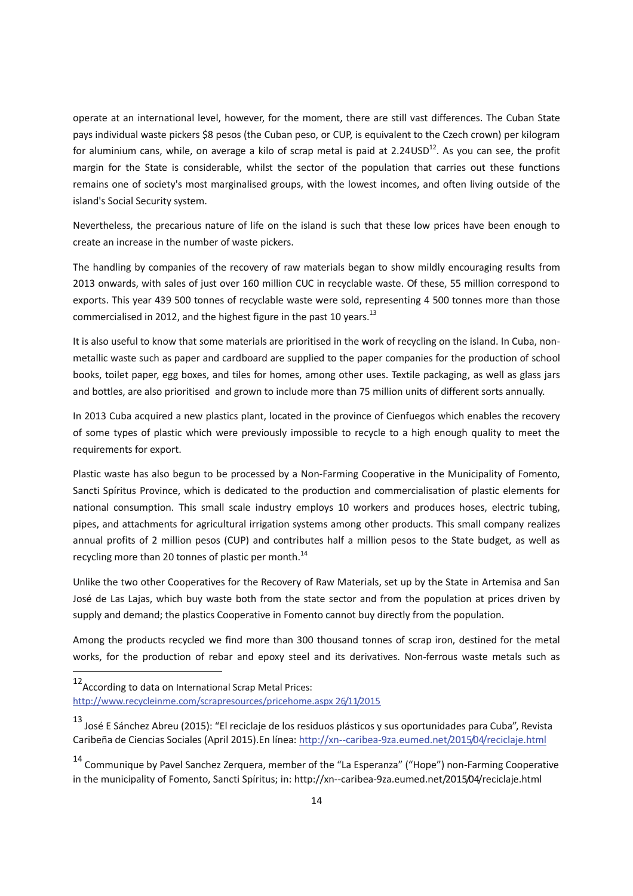operate at an international level, however, for the moment, there are still vast differences. The Cuban State pays individual waste pickers $8 pesos (the Cuban peso, or CUP, is equivalent to the Czech crown) per kilogram for aluminium cans, while, on average a kilo of scrap metal is paid at 2.24USD[12]. As you can see, the profit margin for the State is considerable, whilst the sector of the population that carries out these functions remains one of society's most marginalised groups, with the lowest incomes, and often living outside of the island's Social Security system.

Nevertheless, the precarious nature of life on the island is such that these low prices have been enough to create an increase in the number of waste pickers.

The handling by companies of the recovery of raw materials began to show mildly encouraging results from 2013 onwards, with sales of just over 160 million CUC in recyclable waste. Of these, 55 million correspond to exports. This year 439 500 tonnes of recyclable waste were sold, representing 4 500 tonnes more than those commercialised in 2012, and the highest figure in the past 10 years.[13]

It is also useful to know that some materials are prioritised in the work of recycling on the island. In Cuba, non-metallic waste such as paper and cardboard are supplied to the paper companies for the production of school books, toilet paper, egg boxes, and tiles for homes, among other uses. Textile packaging, as well as glass jars and bottles, are also prioritised and grown to include more than 75 million units of different sorts annually.

In 2013 Cuba acquired a new plastics plant, located in the province of Cienfuegos which enables the recovery of some types of plastic which were previously impossible to recycle to a high enough quality to meet the requirements for export.

Plastic waste has also begun to be processed by a Non-Farming Cooperative in the Municipality of Fomento, Sancti Spíritus Province, which is dedicated to the production and commercialisation of plastic elements for national consumption. This small scale industry employs 10 workers and produces hoses, electric tubing, pipes, and attachments for agricultural irrigation systems among other products. This small company realizes annual profits of 2 million pesos (CUP) and contributes half a million pesos to the State budget, as well as recycling more than 20 tonnes of plastic per month.[14]

Unlike the two other Cooperatives for the Recovery of Raw Materials, set up by the State in Artemisa and San José de Las Lajas, which buy waste both from the state sector and from the population at prices driven by supply and demand; the plastics Cooperative in Fomento cannot buy directly from the population.

Among the products recycled we find more than 300 thousand tonnes of scrap iron, destined for the metal works, for the production of rebar and epoxy steel and its derivatives. Non-ferrous waste metals such as

---

[12] According to data on International Scrap Metal Prices: http://www.recycleinme.com/scrapresources/pricehome.aspx 26/11/2015

[13] José E Sánchez Abreu (2015): "El reciclaje de los residuos plásticos y sus oportunidades para Cuba", Revista Caribeña de Ciencias Sociales (April 2015).En línea: http://xn--caribea-9za.eumed.net/2015/04/reciclaje.html

[14] Communique by Pavel Sanchez Zerquera, member of the "La Esperanza" ("Hope") non-Farming Cooperative in the municipality of Fomento, Sancti Spíritus; in: http://xn--caribea-9za.eumed.net/2015/04/reciclaje.html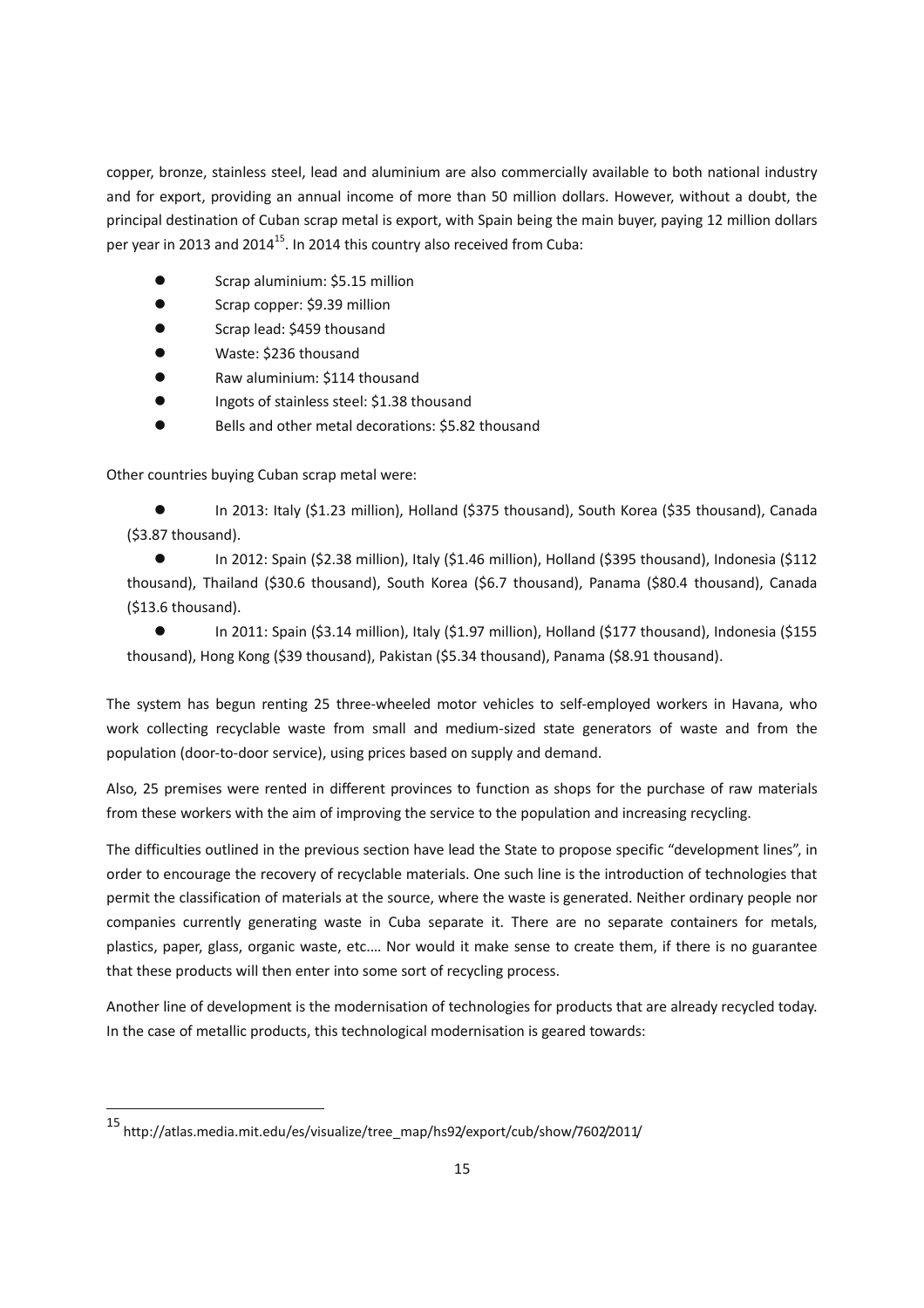copper, bronze, stainless steel, lead and aluminium are also commercially available to both national industry and for export, providing an annual income of more than 50 million dollars. However, without a doubt, the principal destination of Cuban scrap metal is export, with Spain being the main buyer, paying 12 million dollars per year in 2013 and 2014[15]. In 2014 this country also received from Cuba:

- Scrap aluminium: $5.15 million
- Scrap copper: $9.39 million
- Scrap lead: $459 thousand
- Waste: $236 thousand
- Raw aluminium: $114 thousand
- Ingots of stainless steel: $1.38 thousand
- Bells and other metal decorations: $5.82 thousand

Other countries buying Cuban scrap metal were:

- In 2013: Italy ($1.23 million), Holland ($375 thousand), South Korea ($35 thousand), Canada ($3.87 thousand).
- In 2012: Spain ($2.38 million), Italy ($1.46 million), Holland ($395 thousand), Indonesia ($112 thousand), Thailand ($30.6 thousand), South Korea ($6.7 thousand), Panama ($80.4 thousand), Canada ($13.6 thousand).
- In 2011: Spain ($3.14 million), Italy ($1.97 million), Holland ($177 thousand), Indonesia ($155 thousand), Hong Kong ($39 thousand), Pakistan ($5.34 thousand), Panama ($8.91 thousand).

The system has begun renting 25 three-wheeled motor vehicles to self-employed workers in Havana, who work collecting recyclable waste from small and medium-sized state generators of waste and from the population (door-to-door service), using prices based on supply and demand.

Also, 25 premises were rented in different provinces to function as shops for the purchase of raw materials from these workers with the aim of improving the service to the population and increasing recycling.

The difficulties outlined in the previous section have lead the State to propose specific "development lines", in order to encourage the recovery of recyclable materials. One such line is the introduction of technologies that permit the classification of materials at the source, where the waste is generated. Neither ordinary people nor companies currently generating waste in Cuba separate it. There are no separate containers for metals, plastics, paper, glass, organic waste, etc.… Nor would it make sense to create them, if there is no guarantee that these products will then enter into some sort of recycling process.

Another line of development is the modernisation of technologies for products that are already recycled today. In the case of metallic products, this technological modernisation is geared towards:

---

[15] http://atlas.media.mit.edu/es/visualize/tree_map/hs92/export/cub/show/7602/2011/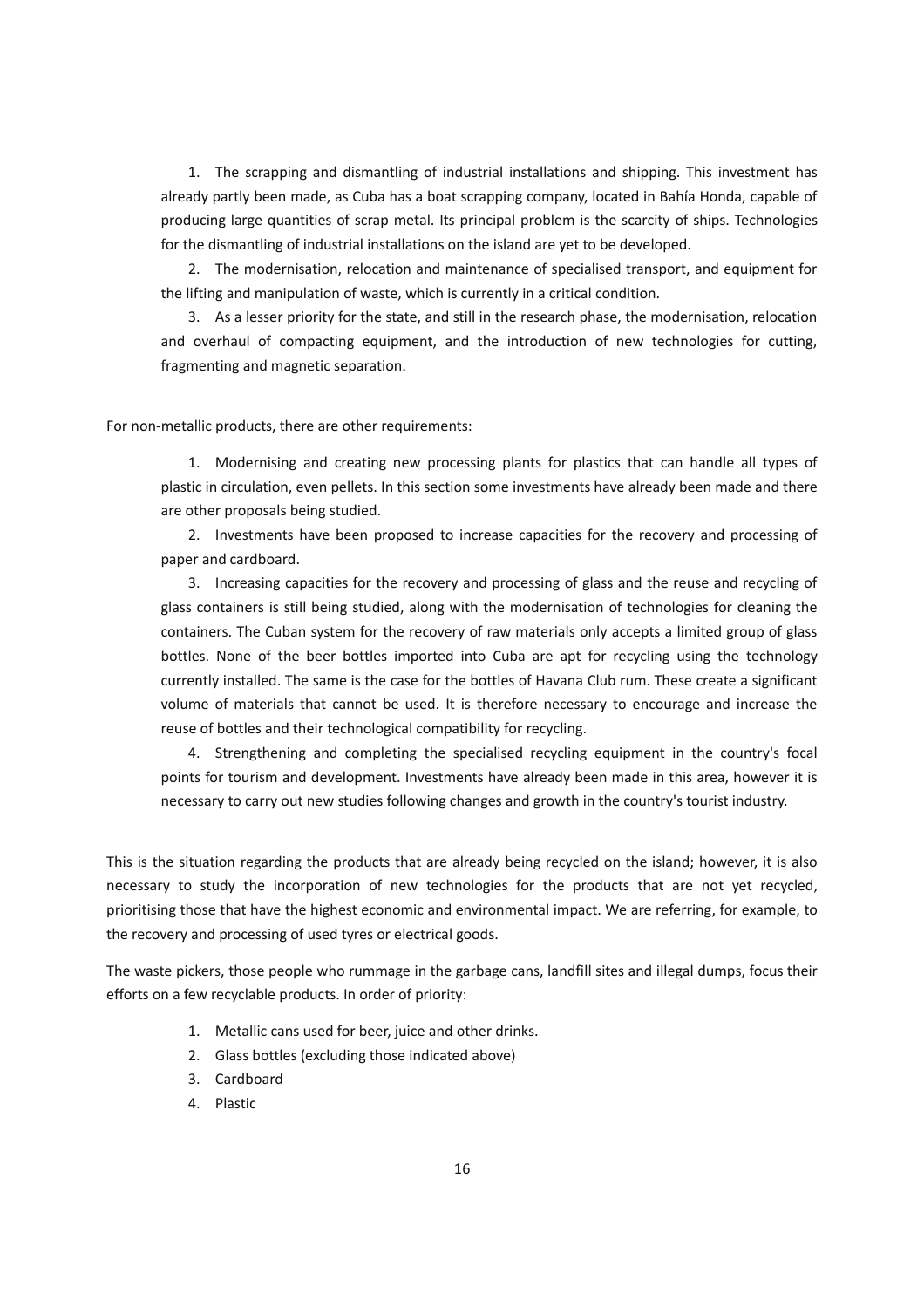1. The scrapping and dismantling of industrial installations and shipping. This investment has already partly been made, as Cuba has a boat scrapping company, located in Bahía Honda, capable of producing large quantities of scrap metal. Its principal problem is the scarcity of ships. Technologies for the dismantling of industrial installations on the island are yet to be developed.
2. The modernisation, relocation and maintenance of specialised transport, and equipment for the lifting and manipulation of waste, which is currently in a critical condition.
3. As a lesser priority for the state, and still in the research phase, the modernisation, relocation and overhaul of compacting equipment, and the introduction of new technologies for cutting, fragmenting and magnetic separation.

For non-metallic products, there are other requirements:

1. Modernising and creating new processing plants for plastics that can handle all types of plastic in circulation, even pellets. In this section some investments have already been made and there are other proposals being studied.
2. Investments have been proposed to increase capacities for the recovery and processing of paper and cardboard.
3. Increasing capacities for the recovery and processing of glass and the reuse and recycling of glass containers is still being studied, along with the modernisation of technologies for cleaning the containers. The Cuban system for the recovery of raw materials only accepts a limited group of glass bottles. None of the beer bottles imported into Cuba are apt for recycling using the technology currently installed. The same is the case for the bottles of Havana Club rum. These create a significant volume of materials that cannot be used. It is therefore necessary to encourage and increase the reuse of bottles and their technological compatibility for recycling.
4. Strengthening and completing the specialised recycling equipment in the country's focal points for tourism and development. Investments have already been made in this area, however it is necessary to carry out new studies following changes and growth in the country's tourist industry.

This is the situation regarding the products that are already being recycled on the island; however, it is also necessary to study the incorporation of new technologies for the products that are not yet recycled, prioritising those that have the highest economic and environmental impact. We are referring, for example, to the recovery and processing of used tyres or electrical goods.

The waste pickers, those people who rummage in the garbage cans, landfill sites and illegal dumps, focus their efforts on a few recyclable products. In order of priority:

1. Metallic cans used for beer, juice and other drinks.
2. Glass bottles (excluding those indicated above)
3. Cardboard
4. Plastic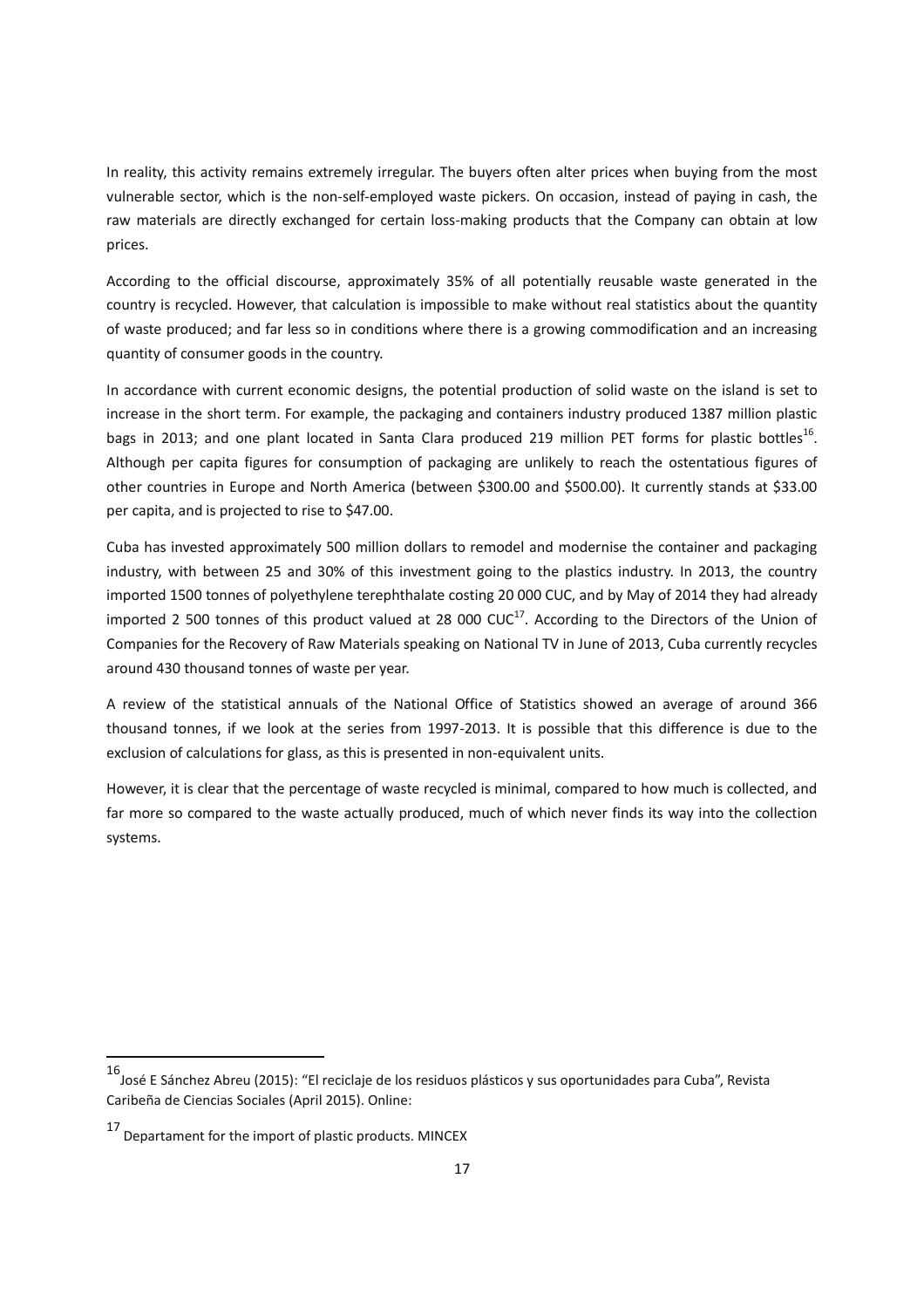In reality, this activity remains extremely irregular. The buyers often alter prices when buying from the most vulnerable sector, which is the non-self-employed waste pickers. On occasion, instead of paying in cash, the raw materials are directly exchanged for certain loss-making products that the Company can obtain at low prices.

According to the official discourse, approximately 35% of all potentially reusable waste generated in the country is recycled. However, that calculation is impossible to make without real statistics about the quantity of waste produced; and far less so in conditions where there is a growing commodification and an increasing quantity of consumer goods in the country.

In accordance with current economic designs, the potential production of solid waste on the island is set to increase in the short term. For example, the packaging and containers industry produced 1387 million plastic bags in 2013; and one plant located in Santa Clara produced 219 million PET forms for plastic bottles[16]. Although per capita figures for consumption of packaging are unlikely to reach the ostentatious figures of other countries in Europe and North America (between $300.00 and $500.00). It currently stands at $33.00 per capita, and is projected to rise to $47.00.

Cuba has invested approximately 500 million dollars to remodel and modernise the container and packaging industry, with between 25 and 30% of this investment going to the plastics industry. In 2013, the country imported 1500 tonnes of polyethylene terephthalate costing 20 000 CUC, and by May of 2014 they had already imported 2 500 tonnes of this product valued at 28 000 CUC[17]. According to the Directors of the Union of Companies for the Recovery of Raw Materials speaking on National TV in June of 2013, Cuba currently recycles around 430 thousand tonnes of waste per year.

A review of the statistical annuals of the National Office of Statistics showed an average of around 366 thousand tonnes, if we look at the series from 1997-2013. It is possible that this difference is due to the exclusion of calculations for glass, as this is presented in non-equivalent units.

However, it is clear that the percentage of waste recycled is minimal, compared to how much is collected, and far more so compared to the waste actually produced, much of which never finds its way into the collection systems.

---

[16] José E Sánchez Abreu (2015): "El reciclaje de los residuos plásticos y sus oportunidades para Cuba", Revista Caribeña de Ciencias Sociales (April 2015). Online:

[17] Departament for the import of plastic products. MINCEX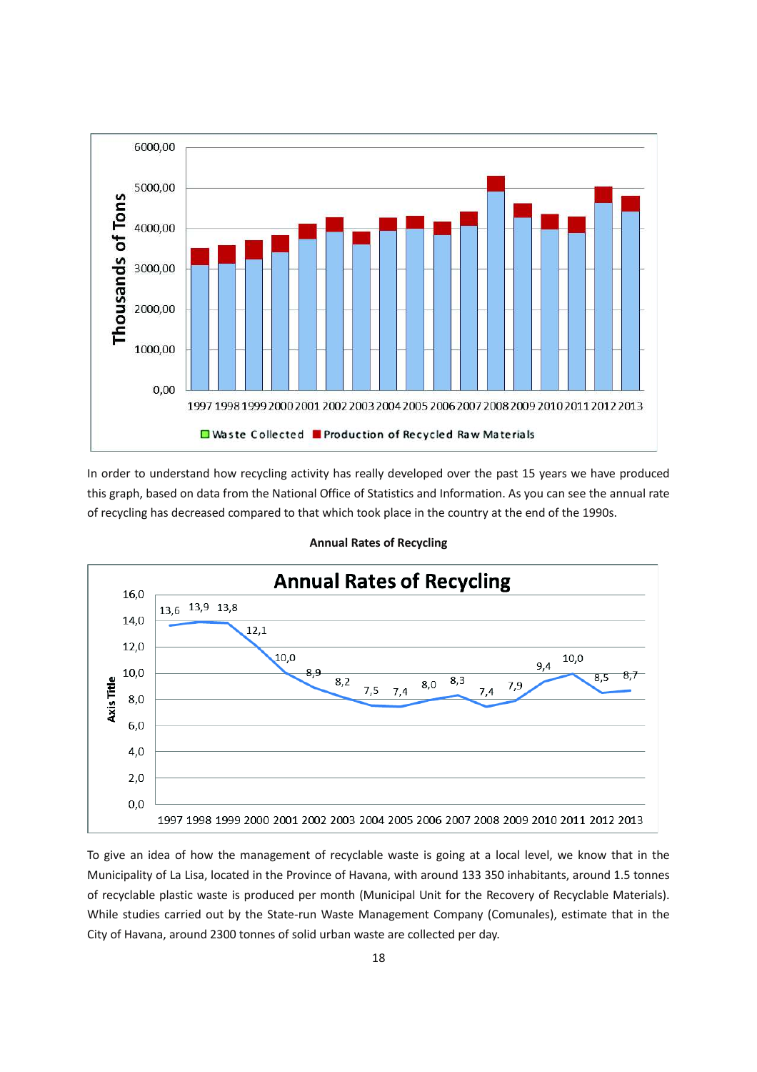In order to understand how recycling activity has really developed over the past 15 years we have produced this graph, based on data from the National Office of Statistics and Information. As you can see the annual rate of recycling has decreased compared to that which took place in the country at the end of the 1990s.

**Annual Rates of Recycling**

To give an idea of how the management of recyclable waste is going at a local level, we know that in the Municipality of La Lisa, located in the Province of Havana, with around 133 350 inhabitants, around 1.5 tonnes of recyclable plastic waste is produced per month (Municipal Unit for the Recovery of Recyclable Materials). While studies carried out by the State-run Waste Management Company (Comunales), estimate that in the City of Havana, around 2300 tonnes of solid urban waste are collected per day.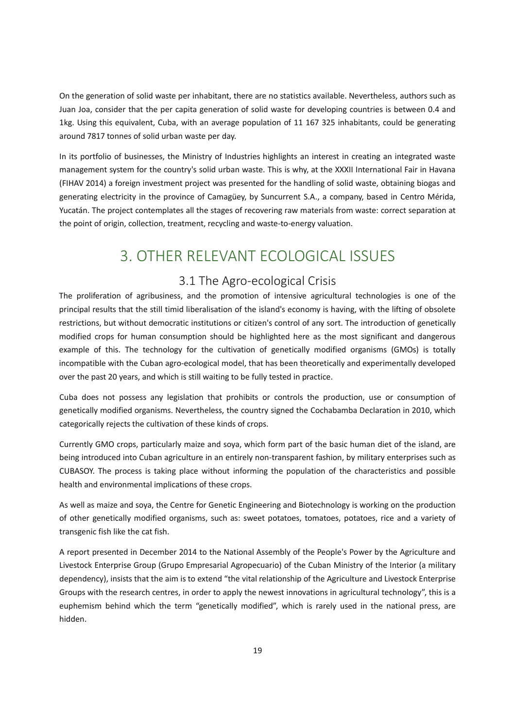On the generation of solid waste per inhabitant, there are no statistics available. Nevertheless, authors such as Juan Joa, consider that the per capita generation of solid waste for developing countries is between 0.4 and 1kg. Using this equivalent, Cuba, with an average population of 11 167 325 inhabitants, could be generating around 7817 tonnes of solid urban waste per day.

In its portfolio of businesses, the Ministry of Industries highlights an interest in creating an integrated waste management system for the country's solid urban waste. This is why, at the XXXII International Fair in Havana (FIHAV 2014) a foreign investment project was presented for the handling of solid waste, obtaining biogas and generating electricity in the province of Camagüey, by Suncurrent S.A., a company, based in Centro Mérida, Yucatán. The project contemplates all the stages of recovering raw materials from waste: correct separation at the point of origin, collection, treatment, recycling and waste-to-energy valuation.

# 3. OTHER RELEVANT ECOLOGICAL ISSUES

## 3.1 The Agro-ecological Crisis

The proliferation of agribusiness, and the promotion of intensive agricultural technologies is one of the principal results that the still timid liberalisation of the island's economy is having, with the lifting of obsolete restrictions, but without democratic institutions or citizen's control of any sort. The introduction of genetically modified crops for human consumption should be highlighted here as the most significant and dangerous example of this. The technology for the cultivation of genetically modified organisms (GMOs) is totally incompatible with the Cuban agro-ecological model, that has been theoretically and experimentally developed over the past 20 years, and which is still waiting to be fully tested in practice.

Cuba does not possess any legislation that prohibits or controls the production, use or consumption of genetically modified organisms. Nevertheless, the country signed the Cochabamba Declaration in 2010, which categorically rejects the cultivation of these kinds of crops.

Currently GMO crops, particularly maize and soya, which form part of the basic human diet of the island, are being introduced into Cuban agriculture in an entirely non-transparent fashion, by military enterprises such as CUBASOY. The process is taking place without informing the population of the characteristics and possible health and environmental implications of these crops.

As well as maize and soya, the Centre for Genetic Engineering and Biotechnology is working on the production of other genetically modified organisms, such as: sweet potatoes, tomatoes, potatoes, rice and a variety of transgenic fish like the cat fish.

A report presented in December 2014 to the National Assembly of the People's Power by the Agriculture and Livestock Enterprise Group (Grupo Empresarial Agropecuario) of the Cuban Ministry of the Interior (a military dependency), insists that the aim is to extend "the vital relationship of the Agriculture and Livestock Enterprise Groups with the research centres, in order to apply the newest innovations in agricultural technology", this is a euphemism behind which the term "genetically modified", which is rarely used in the national press, are hidden.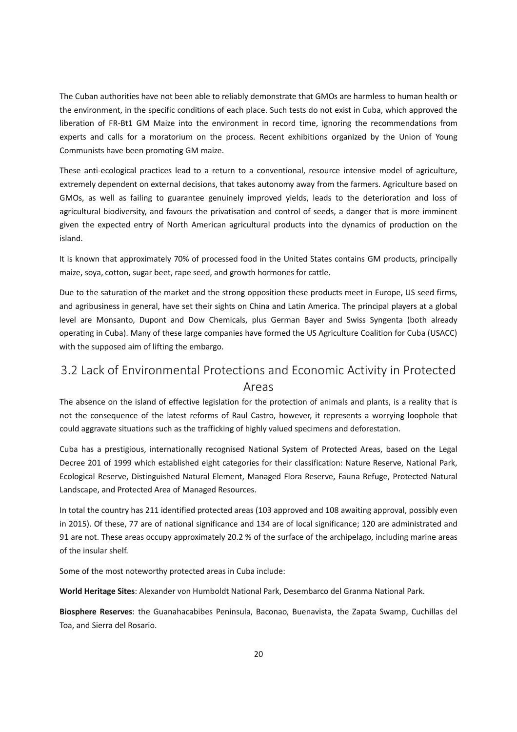The Cuban authorities have not been able to reliably demonstrate that GMOs are harmless to human health or the environment, in the specific conditions of each place. Such tests do not exist in Cuba, which approved the liberation of FR-Bt1 GM Maize into the environment in record time, ignoring the recommendations from experts and calls for a moratorium on the process. Recent exhibitions organized by the Union of Young Communists have been promoting GM maize.

These anti-ecological practices lead to a return to a conventional, resource intensive model of agriculture, extremely dependent on external decisions, that takes autonomy away from the farmers. Agriculture based on GMOs, as well as failing to guarantee genuinely improved yields, leads to the deterioration and loss of agricultural biodiversity, and favours the privatisation and control of seeds, a danger that is more imminent given the expected entry of North American agricultural products into the dynamics of production on the island.

It is known that approximately 70% of processed food in the United States contains GM products, principally maize, soya, cotton, sugar beet, rape seed, and growth hormones for cattle.

Due to the saturation of the market and the strong opposition these products meet in Europe, US seed firms, and agribusiness in general, have set their sights on China and Latin America. The principal players at a global level are Monsanto, Dupont and Dow Chemicals, plus German Bayer and Swiss Syngenta (both already operating in Cuba). Many of these large companies have formed the US Agriculture Coalition for Cuba (USACC) with the supposed aim of lifting the embargo.

## 3.2 Lack of Environmental Protections and Economic Activity in Protected Areas

The absence on the island of effective legislation for the protection of animals and plants, is a reality that is not the consequence of the latest reforms of Raul Castro, however, it represents a worrying loophole that could aggravate situations such as the trafficking of highly valued specimens and deforestation.

Cuba has a prestigious, internationally recognised National System of Protected Areas, based on the Legal Decree 201 of 1999 which established eight categories for their classification: Nature Reserve, National Park, Ecological Reserve, Distinguished Natural Element, Managed Flora Reserve, Fauna Refuge, Protected Natural Landscape, and Protected Area of Managed Resources.

In total the country has 211 identified protected areas (103 approved and 108 awaiting approval, possibly even in 2015). Of these, 77 are of national significance and 134 are of local significance; 120 are administrated and 91 are not. These areas occupy approximately 20.2 % of the surface of the archipelago, including marine areas of the insular shelf.

Some of the most noteworthy protected areas in Cuba include:

**World Heritage Sites**: Alexander von Humboldt National Park, Desembarco del Granma National Park.

**Biosphere Reserves**: the Guanahacabibes Peninsula, Baconao, Buenavista, the Zapata Swamp, Cuchillas del Toa, and Sierra del Rosario.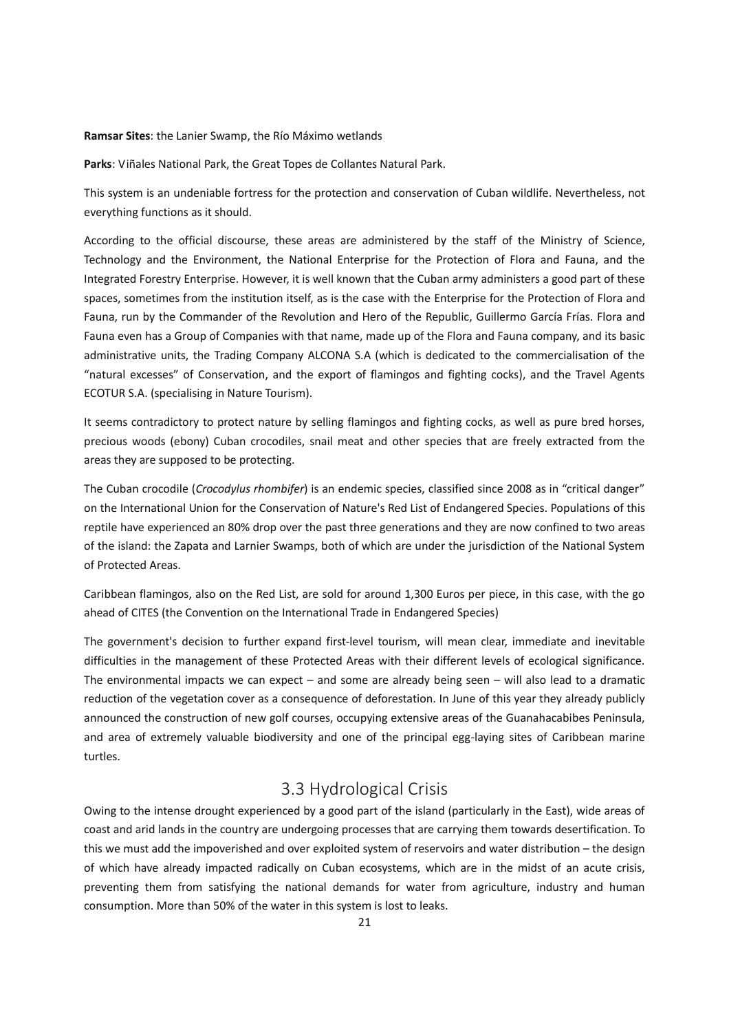**Ramsar Sites**: the Lanier Swamp, the Río Máximo wetlands

**Parks**: Viñales National Park, the Great Topes de Collantes Natural Park.

This system is an undeniable fortress for the protection and conservation of Cuban wildlife. Nevertheless, not everything functions as it should.

According to the official discourse, these areas are administered by the staff of the Ministry of Science, Technology and the Environment, the National Enterprise for the Protection of Flora and Fauna, and the Integrated Forestry Enterprise. However, it is well known that the Cuban army administers a good part of these spaces, sometimes from the institution itself, as is the case with the Enterprise for the Protection of Flora and Fauna, run by the Commander of the Revolution and Hero of the Republic, Guillermo García Frías. Flora and Fauna even has a Group of Companies with that name, made up of the Flora and Fauna company, and its basic administrative units, the Trading Company ALCONA S.A (which is dedicated to the commercialisation of the "natural excesses" of Conservation, and the export of flamingos and fighting cocks), and the Travel Agents ECOTUR S.A. (specialising in Nature Tourism).

It seems contradictory to protect nature by selling flamingos and fighting cocks, as well as pure bred horses, precious woods (ebony) Cuban crocodiles, snail meat and other species that are freely extracted from the areas they are supposed to be protecting.

The Cuban crocodile (*Crocodylus rhombifer*) is an endemic species, classified since 2008 as in "critical danger" on the International Union for the Conservation of Nature's Red List of Endangered Species. Populations of this reptile have experienced an 80% drop over the past three generations and they are now confined to two areas of the island: the Zapata and Larnier Swamps, both of which are under the jurisdiction of the National System of Protected Areas.

Caribbean flamingos, also on the Red List, are sold for around 1,300 Euros per piece, in this case, with the go ahead of CITES (the Convention on the International Trade in Endangered Species)

The government's decision to further expand first-level tourism, will mean clear, immediate and inevitable difficulties in the management of these Protected Areas with their different levels of ecological significance. The environmental impacts we can expect – and some are already being seen – will also lead to a dramatic reduction of the vegetation cover as a consequence of deforestation. In June of this year they already publicly announced the construction of new golf courses, occupying extensive areas of the Guanahacabibes Peninsula, and area of extremely valuable biodiversity and one of the principal egg-laying sites of Caribbean marine turtles.

## 3.3 Hydrological Crisis

Owing to the intense drought experienced by a good part of the island (particularly in the East), wide areas of coast and arid lands in the country are undergoing processes that are carrying them towards desertification. To this we must add the impoverished and over exploited system of reservoirs and water distribution – the design of which have already impacted radically on Cuban ecosystems, which are in the midst of an acute crisis, preventing them from satisfying the national demands for water from agriculture, industry and human consumption. More than 50% of the water in this system is lost to leaks.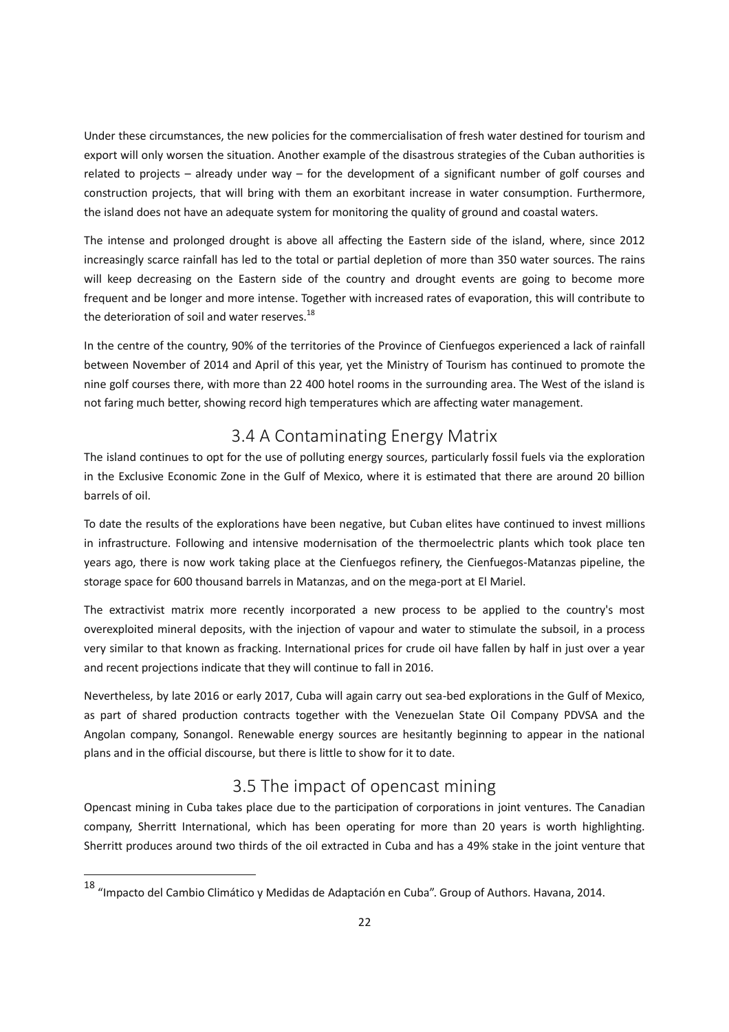Under these circumstances, the new policies for the commercialisation of fresh water destined for tourism and export will only worsen the situation. Another example of the disastrous strategies of the Cuban authorities is related to projects – already under way – for the development of a significant number of golf courses and construction projects, that will bring with them an exorbitant increase in water consumption. Furthermore, the island does not have an adequate system for monitoring the quality of ground and coastal waters.

The intense and prolonged drought is above all affecting the Eastern side of the island, where, since 2012 increasingly scarce rainfall has led to the total or partial depletion of more than 350 water sources. The rains will keep decreasing on the Eastern side of the country and drought events are going to become more frequent and be longer and more intense. Together with increased rates of evaporation, this will contribute to the deterioration of soil and water reserves.[18]

In the centre of the country, 90% of the territories of the Province of Cienfuegos experienced a lack of rainfall between November of 2014 and April of this year, yet the Ministry of Tourism has continued to promote the nine golf courses there, with more than 22 400 hotel rooms in the surrounding area. The West of the island is not faring much better, showing record high temperatures which are affecting water management.

## 3.4 A Contaminating Energy Matrix

The island continues to opt for the use of polluting energy sources, particularly fossil fuels via the exploration in the Exclusive Economic Zone in the Gulf of Mexico, where it is estimated that there are around 20 billion barrels of oil.

To date the results of the explorations have been negative, but Cuban elites have continued to invest millions in infrastructure. Following and intensive modernisation of the thermoelectric plants which took place ten years ago, there is now work taking place at the Cienfuegos refinery, the Cienfuegos-Matanzas pipeline, the storage space for 600 thousand barrels in Matanzas, and on the mega-port at El Mariel.

The extractivist matrix more recently incorporated a new process to be applied to the country's most overexploited mineral deposits, with the injection of vapour and water to stimulate the subsoil, in a process very similar to that known as fracking. International prices for crude oil have fallen by half in just over a year and recent projections indicate that they will continue to fall in 2016.

Nevertheless, by late 2016 or early 2017, Cuba will again carry out sea-bed explorations in the Gulf of Mexico, as part of shared production contracts together with the Venezuelan State Oil Company PDVSA and the Angolan company, Sonangol. Renewable energy sources are hesitantly beginning to appear in the national plans and in the official discourse, but there is little to show for it to date.

## 3.5 The impact of opencast mining

Opencast mining in Cuba takes place due to the participation of corporations in joint ventures. The Canadian company, Sherritt International, which has been operating for more than 20 years is worth highlighting. Sherritt produces around two thirds of the oil extracted in Cuba and has a 49% stake in the joint venture that

[18] "Impacto del Cambio Climático y Medidas de Adaptación en Cuba". Group of Authors. Havana, 2014.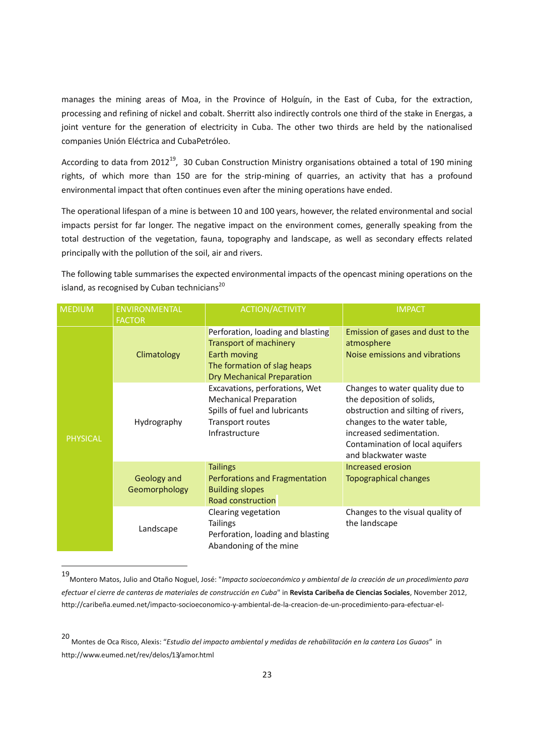manages the mining areas of Moa, in the Province of Holguín, in the East of Cuba, for the extraction, processing and refining of nickel and cobalt. Sherritt also indirectly controls one third of the stake in Energas, a joint venture for the generation of electricity in Cuba. The other two thirds are held by the nationalised companies Unión Eléctrica and CubaPetróleo.

According to data from 2012[19], 30 Cuban Construction Ministry organisations obtained a total of 190 mining rights, of which more than 150 are for the strip-mining of quarries, an activity that has a profound environmental impact that often continues even after the mining operations have ended.

The operational lifespan of a mine is between 10 and 100 years, however, the related environmental and social impacts persist for far longer. The negative impact on the environment comes, generally speaking from the total destruction of the vegetation, fauna, topography and landscape, as well as secondary effects related principally with the pollution of the soil, air and rivers.

The following table summarises the expected environmental impacts of the opencast mining operations on the island, as recognised by Cuban technicians[20]

| MEDIUM | ENVIRONMENTAL FACTOR | ACTION/ACTIVITY | IMPACT |
|---|---|---|---|
| PHYSICAL | Climatology | Perforation, loading and blasting<br>Transport of machinery<br>Earth moving<br>The formation of slag heaps<br>Dry Mechanical Preparation | Emission of gases and dust to the atmosphere<br>Noise emissions and vibrations |
| | Hydrography | Excavations, perforations, Wet Mechanical Preparation<br>Spills of fuel and lubricants<br>Transport routes<br>Infrastructure | Changes to water quality due to the deposition of solids, obstruction and silting of rivers, changes to the water table, increased sedimentation.<br>Contamination of local aquifers and blackwater waste |
| | Geology and Geomorphology | Tailings<br>Perforations and Fragmentation<br>Building slopes<br>Road construction | Increased erosion<br>Topographical changes |
| | Landscape | Clearing vegetation<br>Tailings<br>Perforation, loading and blasting<br>Abandoning of the mine | Changes to the visual quality of the landscape |

---

[19] Montero Matos, Julio and Otaño Noguel, José: "*Impacto socioeconómico y ambiental de la creación de un procedimiento para efectuar el cierre de canteras de materiales de construcción en Cuba*" in **Revista Caribeña de Ciencias Sociales**, November 2012, http://caribeña.eumed.net/impacto-socioeconomico-y-ambiental-de-la-creacion-de-un-procedimiento-para-efectuar-el-

[20] Montes de Oca Risco, Alexis: "*Estudio del impacto ambiental y medidas de rehabilitación en la cantera Los Guaos*" in http://www.eumed.net/rev/delos/13/amor.html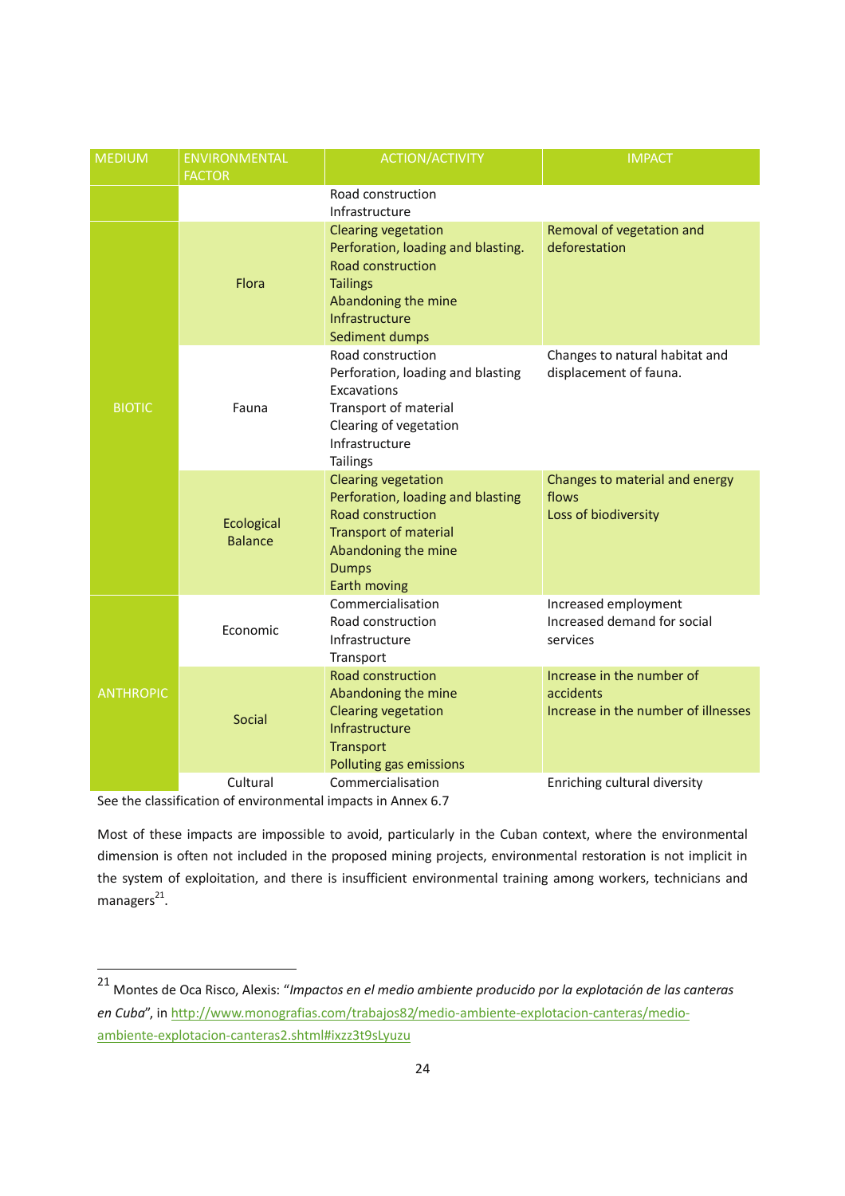| MEDIUM | ENVIRONMENTAL FACTOR | ACTION/ACTIVITY | IMPACT |
|---|---|---|---|
| | | Road construction<br>Infrastructure | |
| BIOTIC | Flora | Clearing vegetation<br>Perforation, loading and blasting.<br>Road construction<br>Tailings<br>Abandoning the mine<br>Infrastructure<br>Sediment dumps | Removal of vegetation and deforestation |
| | Fauna | Road construction<br>Perforation, loading and blasting<br>Excavations<br>Transport of material<br>Clearing of vegetation<br>Infrastructure<br>Tailings | Changes to natural habitat and displacement of fauna. |
| | Ecological Balance | Clearing vegetation<br>Perforation, loading and blasting<br>Road construction<br>Transport of material<br>Abandoning the mine<br>Dumps<br>Earth moving | Changes to material and energy flows<br>Loss of biodiversity |
| ANTHROPIC | Economic | Commercialisation<br>Road construction<br>Infrastructure<br>Transport | Increased employment<br>Increased demand for social services |
| | Social | Road construction<br>Abandoning the mine<br>Clearing vegetation<br>Infrastructure<br>Transport<br>Polluting gas emissions | Increase in the number of accidents<br>Increase in the number of illnesses |
| | Cultural | Commercialisation | Enriching cultural diversity |

See the classification of environmental impacts in Annex 6.7

Most of these impacts are impossible to avoid, particularly in the Cuban context, where the environmental dimension is often not included in the proposed mining projects, environmental restoration is not implicit in the system of exploitation, and there is insufficient environmental training among workers, technicians and managers[21].

---

[21] Montes de Oca Risco, Alexis: "*Impactos en el medio ambiente producido por la explotación de las canteras en Cuba*", in http://www.monografias.com/trabajos82/medio-ambiente-explotacion-canteras/medio-ambiente-explotacion-canteras2.shtml#ixzz3t9sLyuzu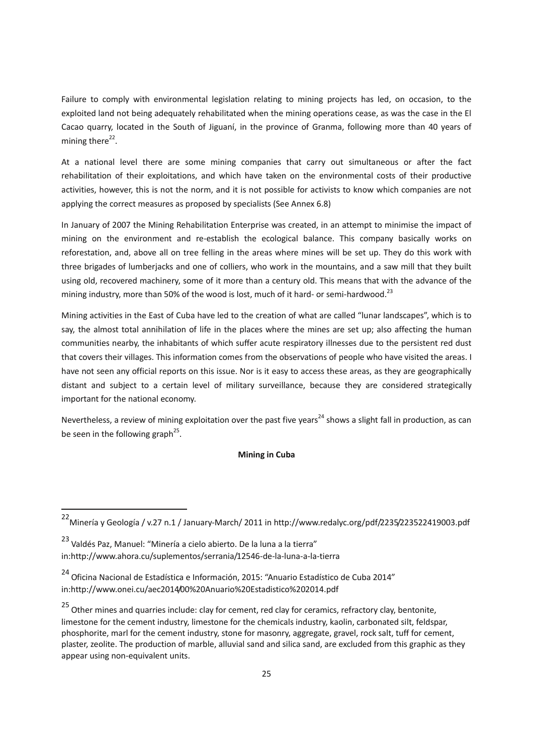Failure to comply with environmental legislation relating to mining projects has led, on occasion, to the exploited land not being adequately rehabilitated when the mining operations cease, as was the case in the El Cacao quarry, located in the South of Jiguaní, in the province of Granma, following more than 40 years of mining there[22].

At a national level there are some mining companies that carry out simultaneous or after the fact rehabilitation of their exploitations, and which have taken on the environmental costs of their productive activities, however, this is not the norm, and it is not possible for activists to know which companies are not applying the correct measures as proposed by specialists (See Annex 6.8)

In January of 2007 the Mining Rehabilitation Enterprise was created, in an attempt to minimise the impact of mining on the environment and re-establish the ecological balance. This company basically works on reforestation, and, above all on tree felling in the areas where mines will be set up. They do this work with three brigades of lumberjacks and one of colliers, who work in the mountains, and a saw mill that they built using old, recovered machinery, some of it more than a century old. This means that with the advance of the mining industry, more than 50% of the wood is lost, much of it hard- or semi-hardwood.[23]

Mining activities in the East of Cuba have led to the creation of what are called "lunar landscapes", which is to say, the almost total annihilation of life in the places where the mines are set up; also affecting the human communities nearby, the inhabitants of which suffer acute respiratory illnesses due to the persistent red dust that covers their villages. This information comes from the observations of people who have visited the areas. I have not seen any official reports on this issue. Nor is it easy to access these areas, as they are geographically distant and subject to a certain level of military surveillance, because they are considered strategically important for the national economy.

Nevertheless, a review of mining exploitation over the past five years[24] shows a slight fall in production, as can be seen in the following graph[25].

**Mining in Cuba**

---

[22] Minería y Geología / v.27 n.1 / January-March/ 2011 in http://www.redalyc.org/pdf/2235/223522419003.pdf

[23] Valdés Paz, Manuel: "Minería a cielo abierto. De la luna a la tierra" in:http://www.ahora.cu/suplementos/serrania/12546-de-la-luna-a-la-tierra

[24] Oficina Nacional de Estadística e Información, 2015: "Anuario Estadístico de Cuba 2014" in:http://www.onei.cu/aec2014/00%20Anuario%20Estadistico%202014.pdf

[25] Other mines and quarries include: clay for cement, red clay for ceramics, refractory clay, bentonite, limestone for the cement industry, limestone for the chemicals industry, kaolin, carbonated silt, feldspar, phosphorite, marl for the cement industry, stone for masonry, aggregate, gravel, rock salt, tuff for cement, plaster, zeolite. The production of marble, alluvial sand and silica sand, are excluded from this graphic as they appear using non-equivalent units.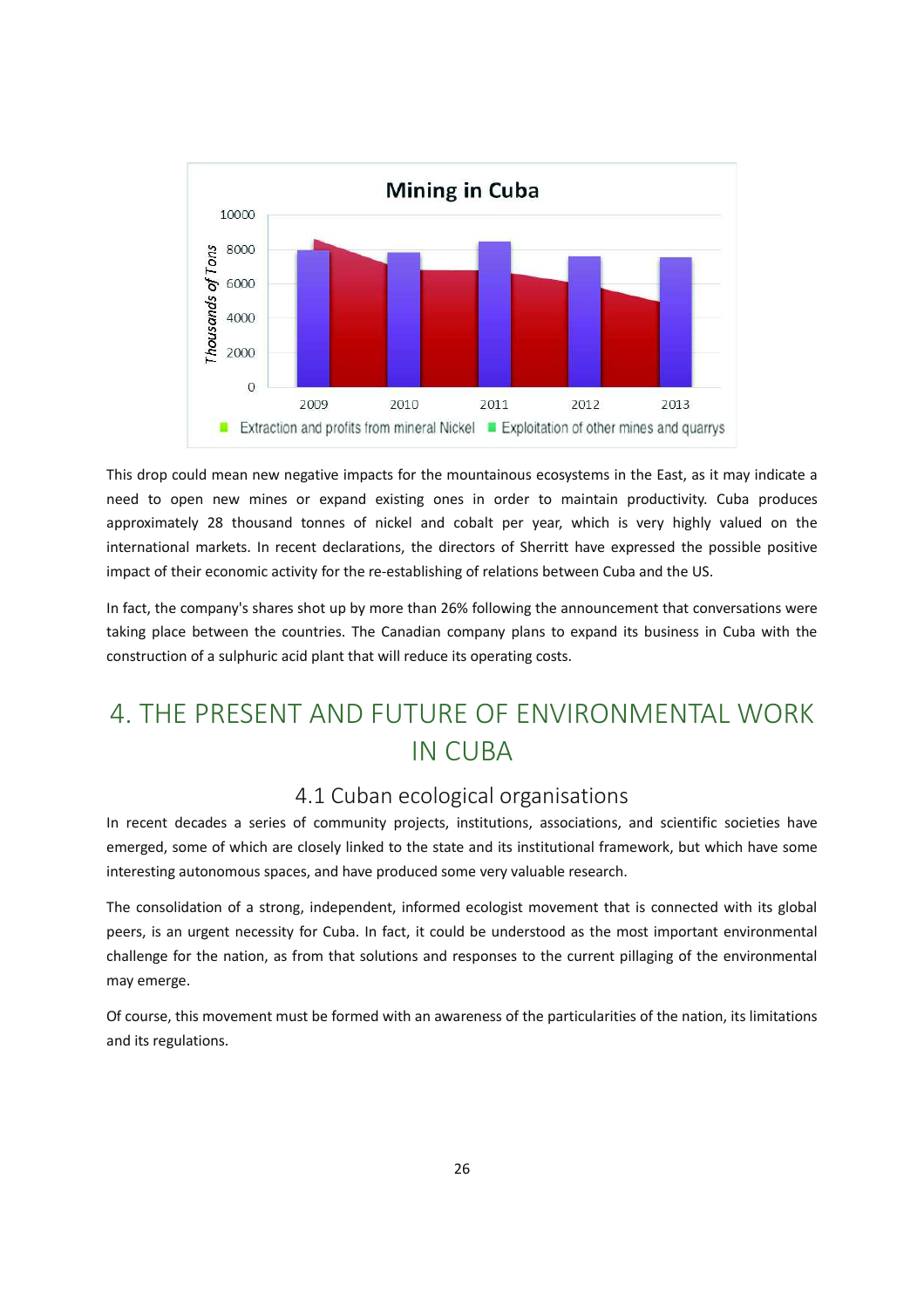**Mining in Cuba**

Thousands of Tons: 0, 2000, 4000, 6000, 8000, 10000

2009, 2010, 2011, 2012, 2013

Extraction and profits from mineral Nickel ■ Exploitation of other mines and quarrys

This drop could mean new negative impacts for the mountainous ecosystems in the East, as it may indicate a need to open new mines or expand existing ones in order to maintain productivity. Cuba produces approximately 28 thousand tonnes of nickel and cobalt per year, which is very highly valued on the international markets. In recent declarations, the directors of Sherritt have expressed the possible positive impact of their economic activity for the re-establishing of relations between Cuba and the US.

In fact, the company's shares shot up by more than 26% following the announcement that conversations were taking place between the countries. The Canadian company plans to expand its business in Cuba with the construction of a sulphuric acid plant that will reduce its operating costs.

# 4. THE PRESENT AND FUTURE OF ENVIRONMENTAL WORK IN CUBA

## 4.1 Cuban ecological organisations

In recent decades a series of community projects, institutions, associations, and scientific societies have emerged, some of which are closely linked to the state and its institutional framework, but which have some interesting autonomous spaces, and have produced some very valuable research.

The consolidation of a strong, independent, informed ecologist movement that is connected with its global peers, is an urgent necessity for Cuba. In fact, it could be understood as the most important environmental challenge for the nation, as from that solutions and responses to the current pillaging of the environmental may emerge.

Of course, this movement must be formed with an awareness of the particularities of the nation, its limitations and its regulations.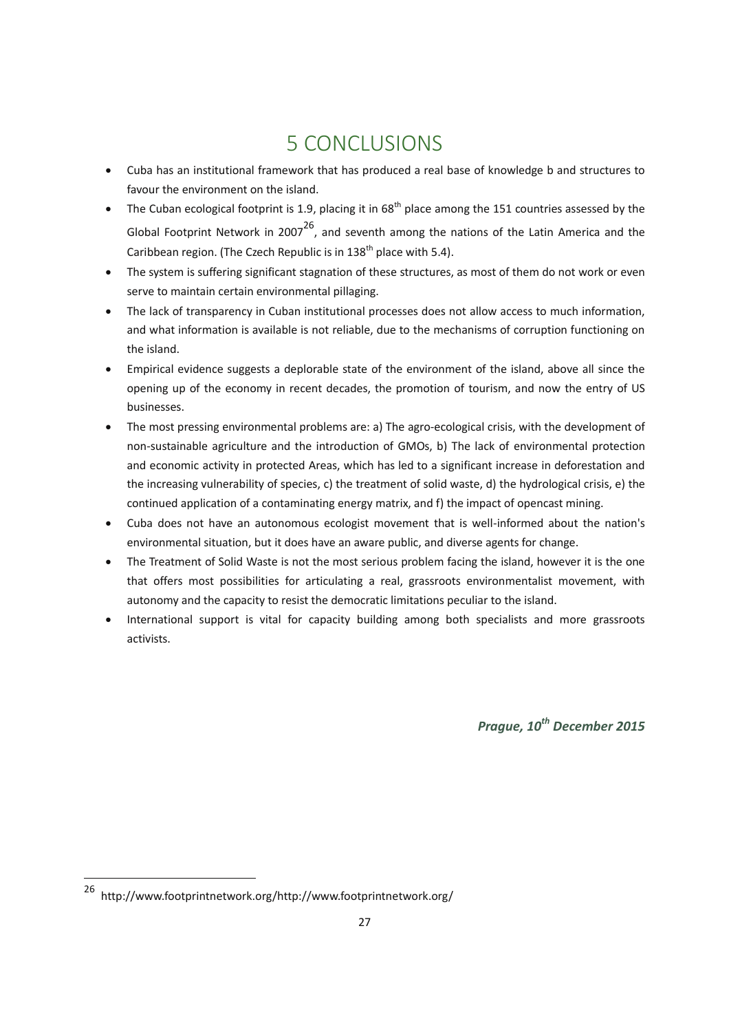# 5 CONCLUSIONS

- Cuba has an institutional framework that has produced a real base of knowledge b and structures to favour the environment on the island.
- The Cuban ecological footprint is 1.9, placing it in 68th place among the 151 countries assessed by the Global Footprint Network in 2007[26], and seventh among the nations of the Latin America and the Caribbean region. (The Czech Republic is in 138th place with 5.4).
- The system is suffering significant stagnation of these structures, as most of them do not work or even serve to maintain certain environmental pillaging.
- The lack of transparency in Cuban institutional processes does not allow access to much information, and what information is available is not reliable, due to the mechanisms of corruption functioning on the island.
- Empirical evidence suggests a deplorable state of the environment of the island, above all since the opening up of the economy in recent decades, the promotion of tourism, and now the entry of US businesses.
- The most pressing environmental problems are: a) The agro-ecological crisis, with the development of non-sustainable agriculture and the introduction of GMOs, b) The lack of environmental protection and economic activity in protected Areas, which has led to a significant increase in deforestation and the increasing vulnerability of species, c) the treatment of solid waste, d) the hydrological crisis, e) the continued application of a contaminating energy matrix, and f) the impact of opencast mining.
- Cuba does not have an autonomous ecologist movement that is well-informed about the nation's environmental situation, but it does have an aware public, and diverse agents for change.
- The Treatment of Solid Waste is not the most serious problem facing the island, however it is the one that offers most possibilities for articulating a real, grassroots environmentalist movement, with autonomy and the capacity to resist the democratic limitations peculiar to the island.
- International support is vital for capacity building among both specialists and more grassroots activists.

***Prague, 10th December 2015***

[26] http://www.footprintnetwork.org/http://www.footprintnetwork.org/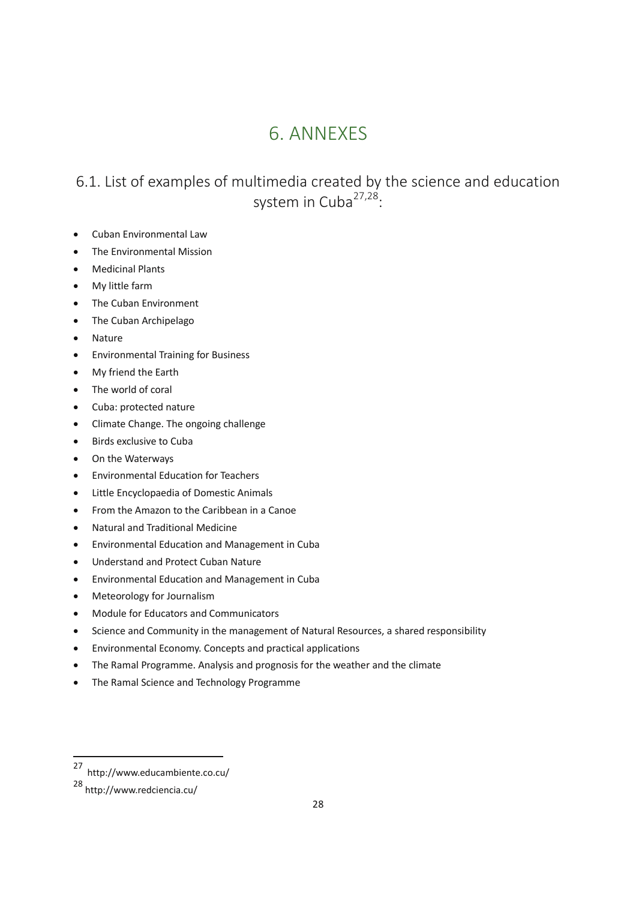# 6. ANNEXES

## 6.1. List of examples of multimedia created by the science and education system in Cuba[27,28]:

- Cuban Environmental Law
- The Environmental Mission
- Medicinal Plants
- My little farm
- The Cuban Environment
- The Cuban Archipelago
- Nature
- Environmental Training for Business
- My friend the Earth
- The world of coral
- Cuba: protected nature
- Climate Change. The ongoing challenge
- Birds exclusive to Cuba
- On the Waterways
- Environmental Education for Teachers
- Little Encyclopaedia of Domestic Animals
- From the Amazon to the Caribbean in a Canoe
- Natural and Traditional Medicine
- Environmental Education and Management in Cuba
- Understand and Protect Cuban Nature
- Environmental Education and Management in Cuba
- Meteorology for Journalism
- Module for Educators and Communicators
- Science and Community in the management of Natural Resources, a shared responsibility
- Environmental Economy. Concepts and practical applications
- The Ramal Programme. Analysis and prognosis for the weather and the climate
- The Ramal Science and Technology Programme

---

[27] http://www.educambiente.co.cu/

[28] http://www.redciencia.cu/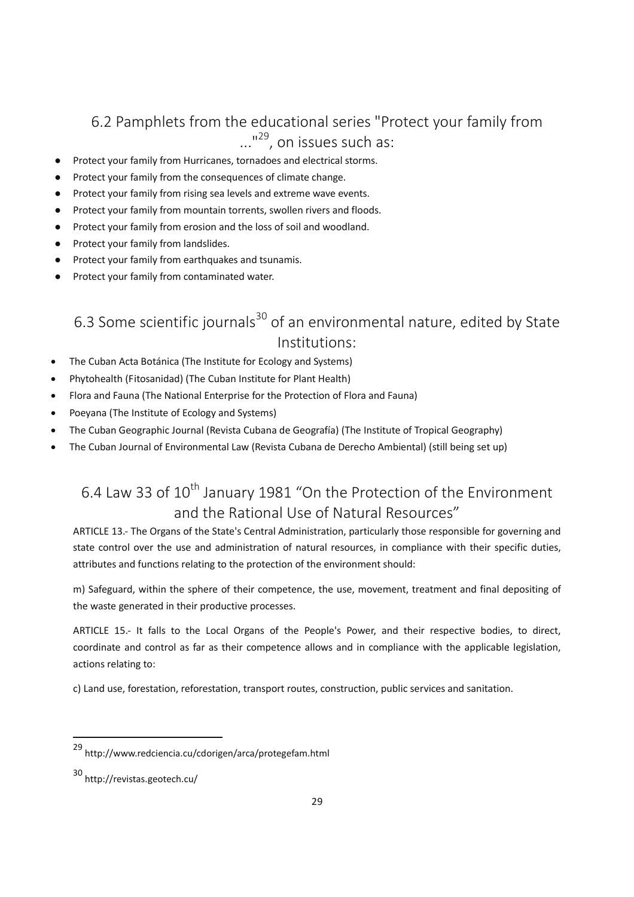## 6.2 Pamphlets from the educational series "Protect your family from ..."[29], on issues such as:

- Protect your family from Hurricanes, tornadoes and electrical storms.
- Protect your family from the consequences of climate change.
- Protect your family from rising sea levels and extreme wave events.
- Protect your family from mountain torrents, swollen rivers and floods.
- Protect your family from erosion and the loss of soil and woodland.
- Protect your family from landslides.
- Protect your family from earthquakes and tsunamis.
- Protect your family from contaminated water.

## 6.3 Some scientific journals[30] of an environmental nature, edited by State Institutions:

- The Cuban Acta Botánica (The Institute for Ecology and Systems)
- Phytohealth (Fitosanidad) (The Cuban Institute for Plant Health)
- Flora and Fauna (The National Enterprise for the Protection of Flora and Fauna)
- Poeyana (The Institute of Ecology and Systems)
- The Cuban Geographic Journal (Revista Cubana de Geografía) (The Institute of Tropical Geography)
- The Cuban Journal of Environmental Law (Revista Cubana de Derecho Ambiental) (still being set up)

## 6.4 Law 33 of 10th January 1981 "On the Protection of the Environment and the Rational Use of Natural Resources"

ARTICLE 13.- The Organs of the State's Central Administration, particularly those responsible for governing and state control over the use and administration of natural resources, in compliance with their specific duties, attributes and functions relating to the protection of the environment should:

m) Safeguard, within the sphere of their competence, the use, movement, treatment and final depositing of the waste generated in their productive processes.

ARTICLE 15.- It falls to the Local Organs of the People's Power, and their respective bodies, to direct, coordinate and control as far as their competence allows and in compliance with the applicable legislation, actions relating to:

c) Land use, forestation, reforestation, transport routes, construction, public services and sanitation.

---

[29] http://www.redciencia.cu/cdorigen/arca/protegefam.html

[30] http://revistas.geotech.cu/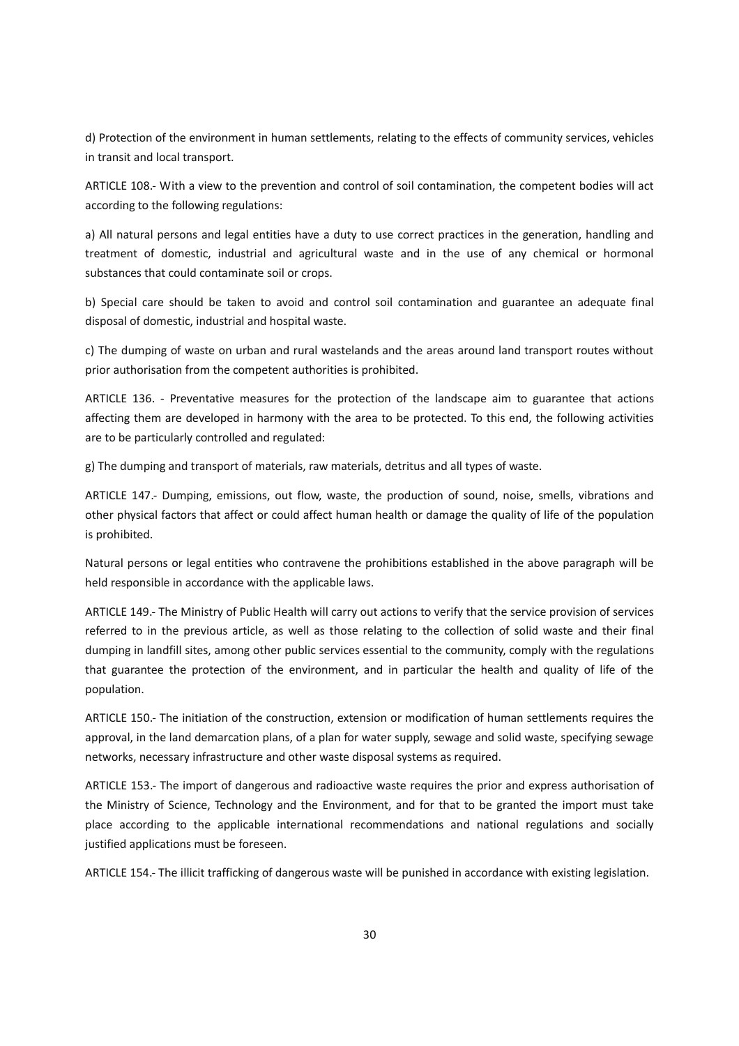d) Protection of the environment in human settlements, relating to the effects of community services, vehicles in transit and local transport.

ARTICLE 108.- With a view to the prevention and control of soil contamination, the competent bodies will act according to the following regulations:

a) All natural persons and legal entities have a duty to use correct practices in the generation, handling and treatment of domestic, industrial and agricultural waste and in the use of any chemical or hormonal substances that could contaminate soil or crops.

b) Special care should be taken to avoid and control soil contamination and guarantee an adequate final disposal of domestic, industrial and hospital waste.

c) The dumping of waste on urban and rural wastelands and the areas around land transport routes without prior authorisation from the competent authorities is prohibited.

ARTICLE 136. - Preventative measures for the protection of the landscape aim to guarantee that actions affecting them are developed in harmony with the area to be protected. To this end, the following activities are to be particularly controlled and regulated:

g) The dumping and transport of materials, raw materials, detritus and all types of waste.

ARTICLE 147.- Dumping, emissions, out flow, waste, the production of sound, noise, smells, vibrations and other physical factors that affect or could affect human health or damage the quality of life of the population is prohibited.

Natural persons or legal entities who contravene the prohibitions established in the above paragraph will be held responsible in accordance with the applicable laws.

ARTICLE 149.- The Ministry of Public Health will carry out actions to verify that the service provision of services referred to in the previous article, as well as those relating to the collection of solid waste and their final dumping in landfill sites, among other public services essential to the community, comply with the regulations that guarantee the protection of the environment, and in particular the health and quality of life of the population.

ARTICLE 150.- The initiation of the construction, extension or modification of human settlements requires the approval, in the land demarcation plans, of a plan for water supply, sewage and solid waste, specifying sewage networks, necessary infrastructure and other waste disposal systems as required.

ARTICLE 153.- The import of dangerous and radioactive waste requires the prior and express authorisation of the Ministry of Science, Technology and the Environment, and for that to be granted the import must take place according to the applicable international recommendations and national regulations and socially justified applications must be foreseen.

ARTICLE 154.- The illicit trafficking of dangerous waste will be punished in accordance with existing legislation.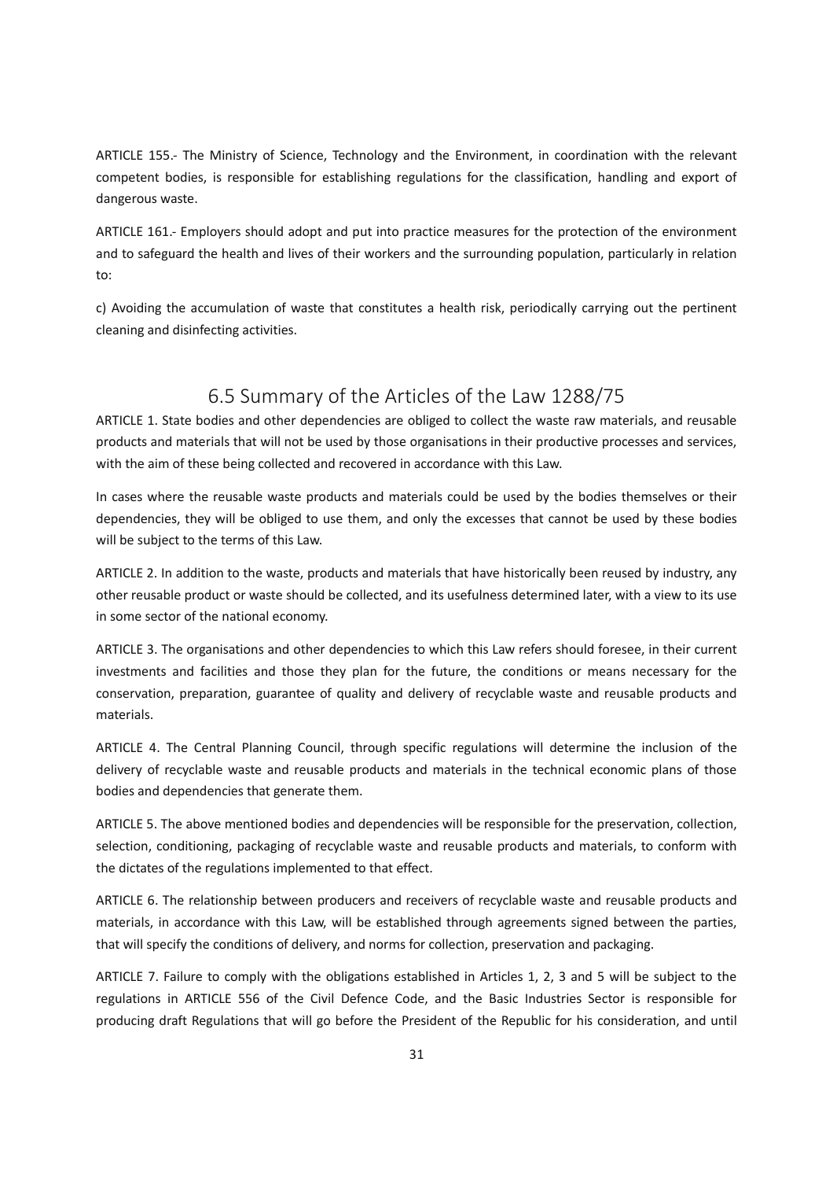ARTICLE 155.- The Ministry of Science, Technology and the Environment, in coordination with the relevant competent bodies, is responsible for establishing regulations for the classification, handling and export of dangerous waste.

ARTICLE 161.- Employers should adopt and put into practice measures for the protection of the environment and to safeguard the health and lives of their workers and the surrounding population, particularly in relation to:

c) Avoiding the accumulation of waste that constitutes a health risk, periodically carrying out the pertinent cleaning and disinfecting activities.

## 6.5 Summary of the Articles of the Law 1288/75

ARTICLE 1. State bodies and other dependencies are obliged to collect the waste raw materials, and reusable products and materials that will not be used by those organisations in their productive processes and services, with the aim of these being collected and recovered in accordance with this Law.

In cases where the reusable waste products and materials could be used by the bodies themselves or their dependencies, they will be obliged to use them, and only the excesses that cannot be used by these bodies will be subject to the terms of this Law.

ARTICLE 2. In addition to the waste, products and materials that have historically been reused by industry, any other reusable product or waste should be collected, and its usefulness determined later, with a view to its use in some sector of the national economy.

ARTICLE 3. The organisations and other dependencies to which this Law refers should foresee, in their current investments and facilities and those they plan for the future, the conditions or means necessary for the conservation, preparation, guarantee of quality and delivery of recyclable waste and reusable products and materials.

ARTICLE 4. The Central Planning Council, through specific regulations will determine the inclusion of the delivery of recyclable waste and reusable products and materials in the technical economic plans of those bodies and dependencies that generate them.

ARTICLE 5. The above mentioned bodies and dependencies will be responsible for the preservation, collection, selection, conditioning, packaging of recyclable waste and reusable products and materials, to conform with the dictates of the regulations implemented to that effect.

ARTICLE 6. The relationship between producers and receivers of recyclable waste and reusable products and materials, in accordance with this Law, will be established through agreements signed between the parties, that will specify the conditions of delivery, and norms for collection, preservation and packaging.

ARTICLE 7. Failure to comply with the obligations established in Articles 1, 2, 3 and 5 will be subject to the regulations in ARTICLE 556 of the Civil Defence Code, and the Basic Industries Sector is responsible for producing draft Regulations that will go before the President of the Republic for his consideration, and until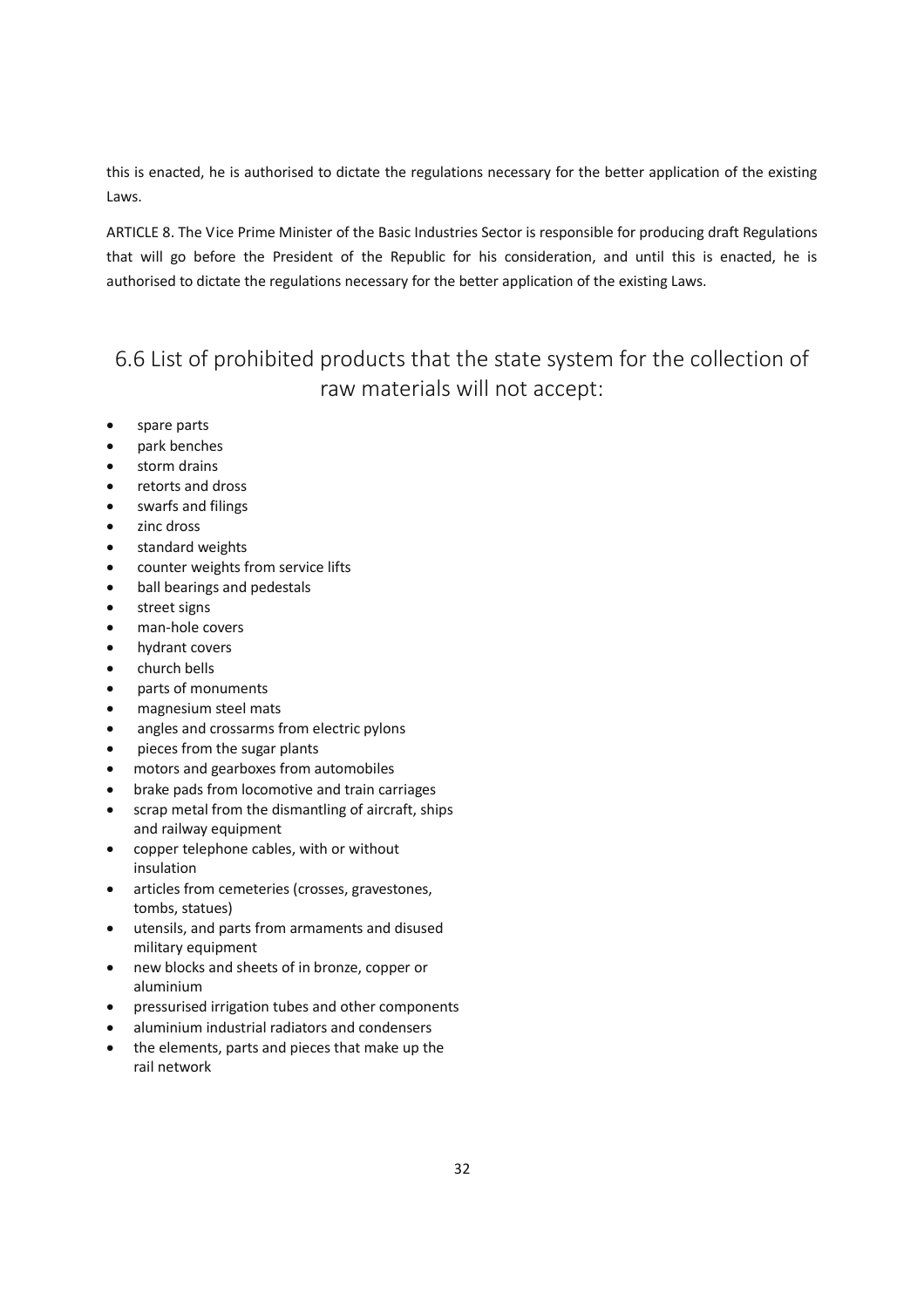this is enacted, he is authorised to dictate the regulations necessary for the better application of the existing Laws.

ARTICLE 8. The Vice Prime Minister of the Basic Industries Sector is responsible for producing draft Regulations that will go before the President of the Republic for his consideration, and until this is enacted, he is authorised to dictate the regulations necessary for the better application of the existing Laws.

## 6.6 List of prohibited products that the state system for the collection of raw materials will not accept:

- spare parts
- park benches
- storm drains
- retorts and dross
- swarfs and filings
- zinc dross
- standard weights
- counter weights from service lifts
- ball bearings and pedestals
- street signs
- man-hole covers
- hydrant covers
- church bells
- parts of monuments
- magnesium steel mats
- angles and crossarms from electric pylons
- pieces from the sugar plants
- motors and gearboxes from automobiles
- brake pads from locomotive and train carriages
- scrap metal from the dismantling of aircraft, ships and railway equipment
- copper telephone cables, with or without insulation
- articles from cemeteries (crosses, gravestones, tombs, statues)
- utensils, and parts from armaments and disused military equipment
- new blocks and sheets of in bronze, copper or aluminium
- pressurised irrigation tubes and other components
- aluminium industrial radiators and condensers
- the elements, parts and pieces that make up the rail network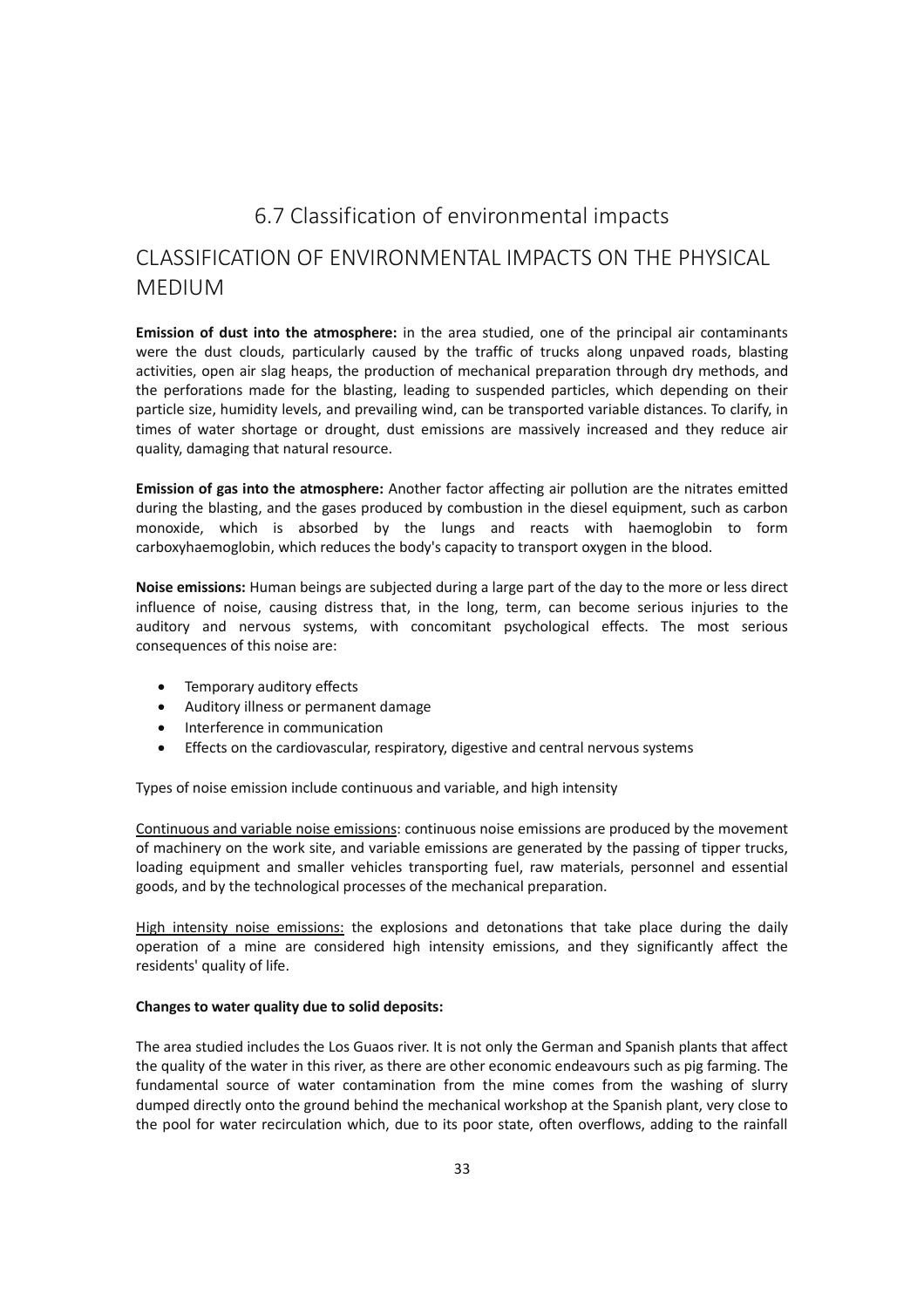# 6.7 Classification of environmental impacts

## CLASSIFICATION OF ENVIRONMENTAL IMPACTS ON THE PHYSICAL MEDIUM

**Emission of dust into the atmosphere:** in the area studied, one of the principal air contaminants were the dust clouds, particularly caused by the traffic of trucks along unpaved roads, blasting activities, open air slag heaps, the production of mechanical preparation through dry methods, and the perforations made for the blasting, leading to suspended particles, which depending on their particle size, humidity levels, and prevailing wind, can be transported variable distances. To clarify, in times of water shortage or drought, dust emissions are massively increased and they reduce air quality, damaging that natural resource.

**Emission of gas into the atmosphere:** Another factor affecting air pollution are the nitrates emitted during the blasting, and the gases produced by combustion in the diesel equipment, such as carbon monoxide, which is absorbed by the lungs and reacts with haemoglobin to form carboxyhaemoglobin, which reduces the body's capacity to transport oxygen in the blood.

**Noise emissions:** Human beings are subjected during a large part of the day to the more or less direct influence of noise, causing distress that, in the long, term, can become serious injuries to the auditory and nervous systems, with concomitant psychological effects. The most serious consequences of this noise are:

- Temporary auditory effects
- Auditory illness or permanent damage
- Interference in communication
- Effects on the cardiovascular, respiratory, digestive and central nervous systems

Types of noise emission include continuous and variable, and high intensity

<u>Continuous and variable noise emissions</u>: continuous noise emissions are produced by the movement of machinery on the work site, and variable emissions are generated by the passing of tipper trucks, loading equipment and smaller vehicles transporting fuel, raw materials, personnel and essential goods, and by the technological processes of the mechanical preparation.

<u>High intensity noise emissions:</u> the explosions and detonations that take place during the daily operation of a mine are considered high intensity emissions, and they significantly affect the residents' quality of life.

**Changes to water quality due to solid deposits:**

The area studied includes the Los Guaos river. It is not only the German and Spanish plants that affect the quality of the water in this river, as there are other economic endeavours such as pig farming. The fundamental source of water contamination from the mine comes from the washing of slurry dumped directly onto the ground behind the mechanical workshop at the Spanish plant, very close to the pool for water recirculation which, due to its poor state, often overflows, adding to the rainfall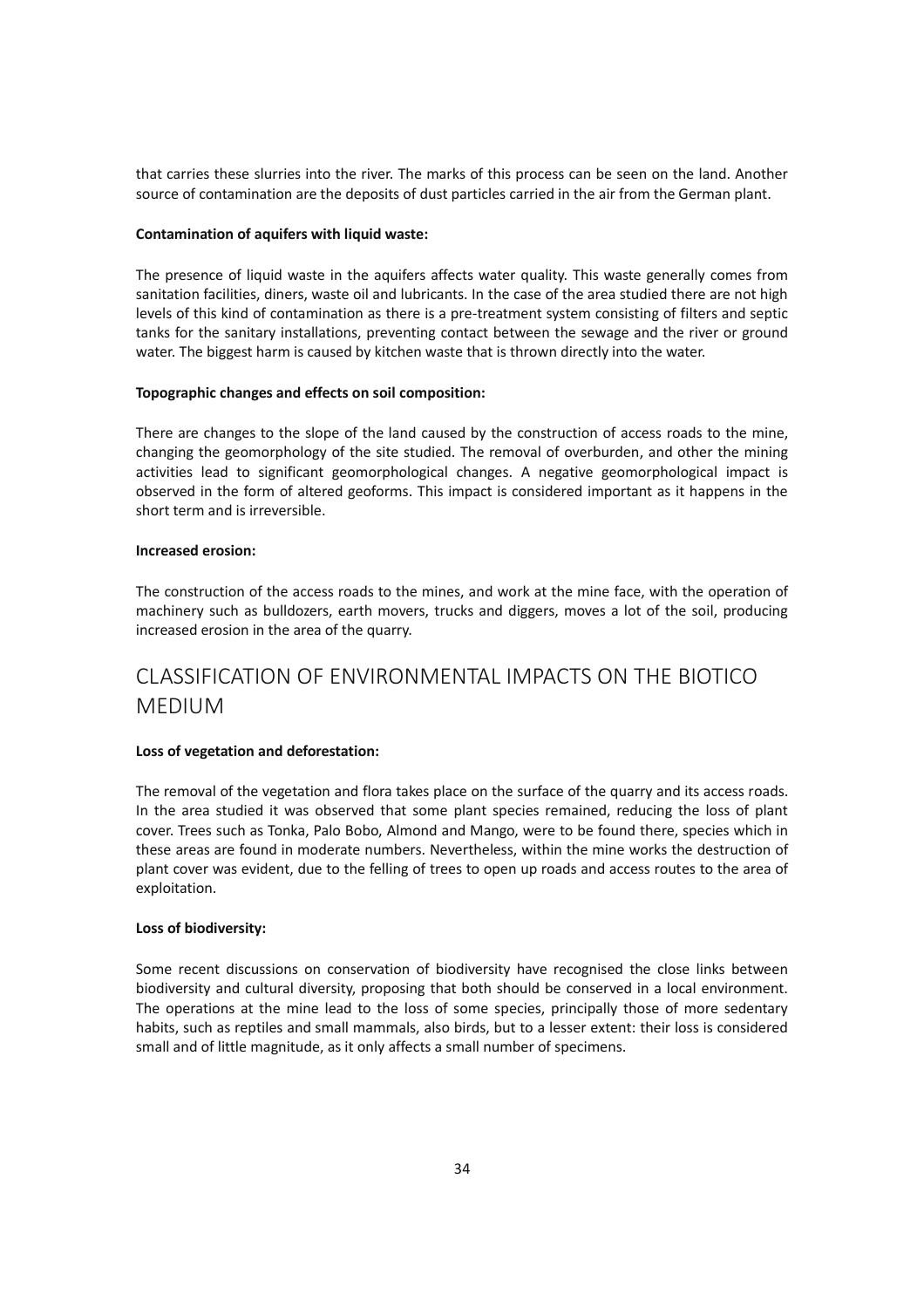that carries these slurries into the river. The marks of this process can be seen on the land. Another source of contamination are the deposits of dust particles carried in the air from the German plant.

**Contamination of aquifers with liquid waste:**

The presence of liquid waste in the aquifers affects water quality. This waste generally comes from sanitation facilities, diners, waste oil and lubricants. In the case of the area studied there are not high levels of this kind of contamination as there is a pre-treatment system consisting of filters and septic tanks for the sanitary installations, preventing contact between the sewage and the river or ground water. The biggest harm is caused by kitchen waste that is thrown directly into the water.

**Topographic changes and effects on soil composition:**

There are changes to the slope of the land caused by the construction of access roads to the mine, changing the geomorphology of the site studied. The removal of overburden, and other the mining activities lead to significant geomorphological changes. A negative geomorphological impact is observed in the form of altered geoforms. This impact is considered important as it happens in the short term and is irreversible.

**Increased erosion:**

The construction of the access roads to the mines, and work at the mine face, with the operation of machinery such as bulldozers, earth movers, trucks and diggers, moves a lot of the soil, producing increased erosion in the area of the quarry.

# CLASSIFICATION OF ENVIRONMENTAL IMPACTS ON THE BIOTICO MEDIUM

**Loss of vegetation and deforestation:**

The removal of the vegetation and flora takes place on the surface of the quarry and its access roads. In the area studied it was observed that some plant species remained, reducing the loss of plant cover. Trees such as Tonka, Palo Bobo, Almond and Mango, were to be found there, species which in these areas are found in moderate numbers. Nevertheless, within the mine works the destruction of plant cover was evident, due to the felling of trees to open up roads and access routes to the area of exploitation.

**Loss of biodiversity:**

Some recent discussions on conservation of biodiversity have recognised the close links between biodiversity and cultural diversity, proposing that both should be conserved in a local environment. The operations at the mine lead to the loss of some species, principally those of more sedentary habits, such as reptiles and small mammals, also birds, but to a lesser extent: their loss is considered small and of little magnitude, as it only affects a small number of specimens.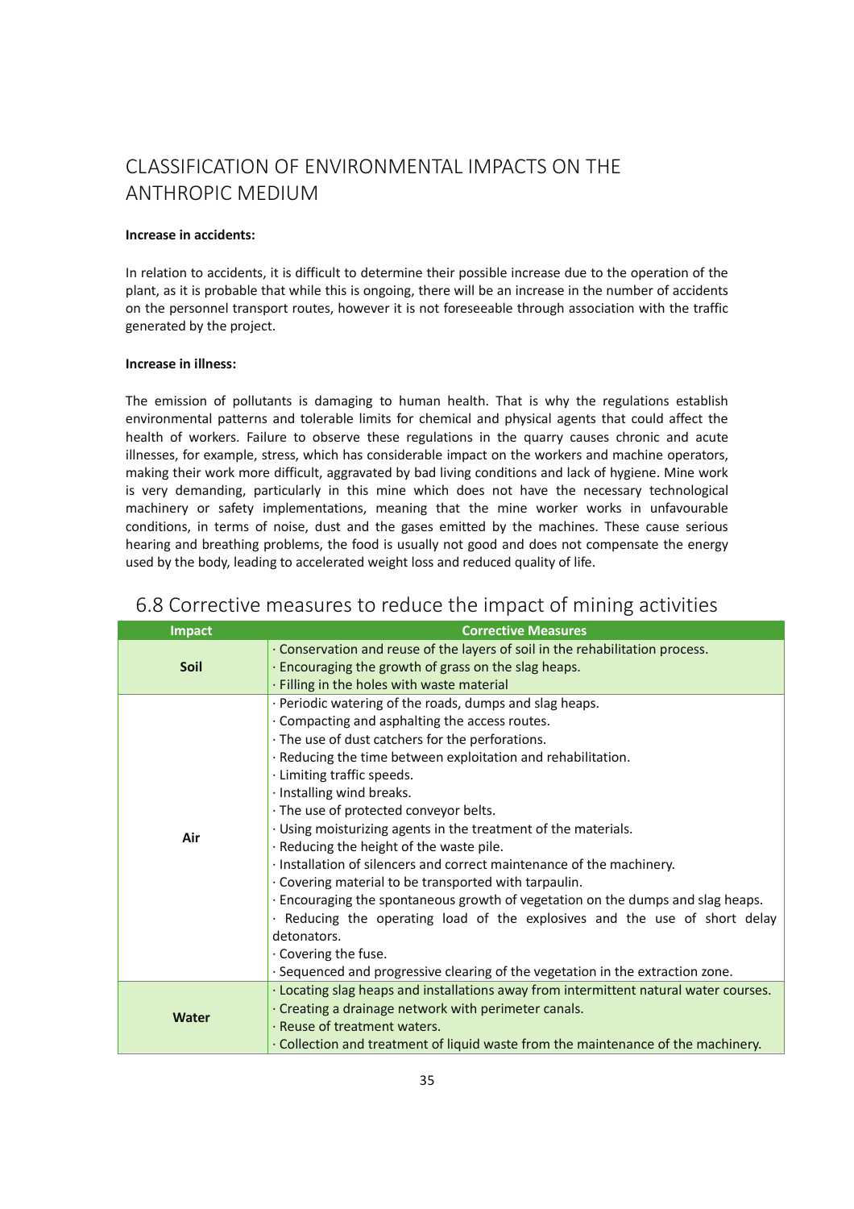# CLASSIFICATION OF ENVIRONMENTAL IMPACTS ON THE ANTHROPIC MEDIUM

**Increase in accidents:**

In relation to accidents, it is difficult to determine their possible increase due to the operation of the plant, as it is probable that while this is ongoing, there will be an increase in the number of accidents on the personnel transport routes, however it is not foreseeable through association with the traffic generated by the project.

**Increase in illness:**

The emission of pollutants is damaging to human health. That is why the regulations establish environmental patterns and tolerable limits for chemical and physical agents that could affect the health of workers. Failure to observe these regulations in the quarry causes chronic and acute illnesses, for example, stress, which has considerable impact on the workers and machine operators, making their work more difficult, aggravated by bad living conditions and lack of hygiene. Mine work is very demanding, particularly in this mine which does not have the necessary technological machinery or safety implementations, meaning that the mine worker works in unfavourable conditions, in terms of noise, dust and the gases emitted by the machines. These cause serious hearing and breathing problems, the food is usually not good and does not compensate the energy used by the body, leading to accelerated weight loss and reduced quality of life.

## 6.8 Corrective measures to reduce the impact of mining activities

| Impact | Corrective Measures |
|---|---|
| **Soil** | · Conservation and reuse of the layers of soil in the rehabilitation process.<br>· Encouraging the growth of grass on the slag heaps.<br>· Filling in the holes with waste material |
| **Air** | · Periodic watering of the roads, dumps and slag heaps.<br>· Compacting and asphalting the access routes.<br>· The use of dust catchers for the perforations.<br>· Reducing the time between exploitation and rehabilitation.<br>· Limiting traffic speeds.<br>· Installing wind breaks.<br>· The use of protected conveyor belts.<br>· Using moisturizing agents in the treatment of the materials.<br>· Reducing the height of the waste pile.<br>· Installation of silencers and correct maintenance of the machinery.<br>· Covering material to be transported with tarpaulin.<br>· Encouraging the spontaneous growth of vegetation on the dumps and slag heaps.<br>· Reducing the operating load of the explosives and the use of short delay detonators.<br>· Covering the fuse.<br>· Sequenced and progressive clearing of the vegetation in the extraction zone. |
| **Water** | · Locating slag heaps and installations away from intermittent natural water courses.<br>· Creating a drainage network with perimeter canals.<br>· Reuse of treatment waters.<br>· Collection and treatment of liquid waste from the maintenance of the machinery. |